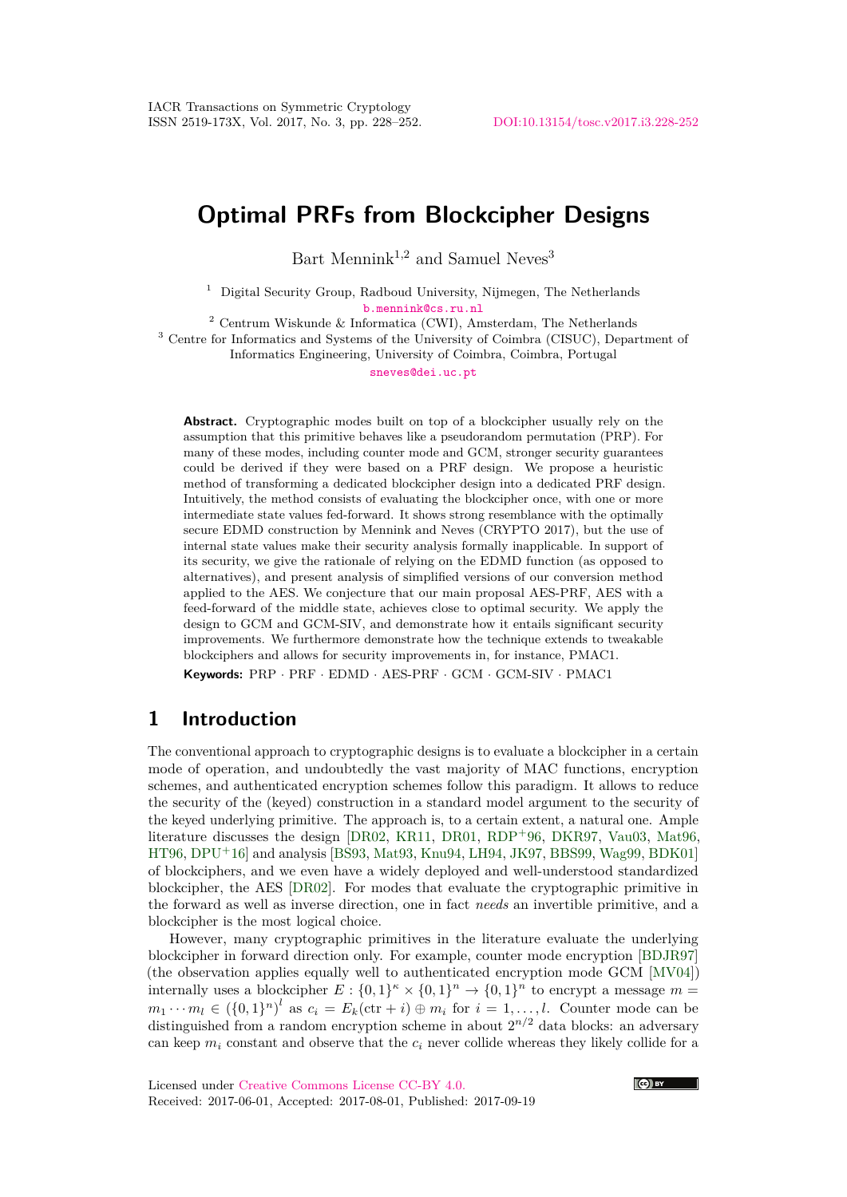# Optimal PRFs from Blockcipher Designs

Bart Mennink[1,2] and Samuel Neves[3]

[1] Digital Security Group, Radboud University, Nijmegen, The Netherlands
b.mennink@cs.ru.nl
[2] Centrum Wiskunde & Informatica (CWI), Amsterdam, The Netherlands
[3] Centre for Informatics and Systems of the University of Coimbra (CISUC), Department of Informatics Engineering, University of Coimbra, Coimbra, Portugal
sneves@dei.uc.pt

**Abstract.** Cryptographic modes built on top of a blockcipher usually rely on the assumption that this primitive behaves like a pseudorandom permutation (PRP). For many of these modes, including counter mode and GCM, stronger security guarantees could be derived if they were based on a PRF design. We propose a heuristic method of transforming a dedicated blockcipher design into a dedicated PRF design. Intuitively, the method consists of evaluating the blockcipher once, with one or more intermediate state values fed-forward. It shows strong resemblance with the optimally secure EDMD construction by Mennink and Neves (CRYPTO 2017), but the use of internal state values make their security analysis formally inapplicable. In support of its security, we give the rationale of relying on the EDMD function (as opposed to alternatives), and present analysis of simplified versions of our conversion method applied to the AES. We conjecture that our main proposal AES-PRF, AES with a feed-forward of the middle state, achieves close to optimal security. We apply the design to GCM and GCM-SIV, and demonstrate how it entails significant security improvements. We furthermore demonstrate how the technique extends to tweakable blockciphers and allows for security improvements in, for instance, PMAC1.

**Keywords:** PRP · PRF · EDMD · AES-PRF · GCM · GCM-SIV · PMAC1

## 1 Introduction

The conventional approach to cryptographic designs is to evaluate a blockcipher in a certain mode of operation, and undoubtedly the vast majority of MAC functions, encryption schemes, and authenticated encryption schemes follow this paradigm. It allows to reduce the security of the (keyed) construction in a standard model argument to the security of the keyed underlying primitive. The approach is, to a certain extent, a natural one. Ample literature discusses the design [DR02, KR11, DR01, RDP+96, DKR97, Vau03, Mat96, HT96, DPU+16] and analysis [BS93, Mat93, Knu94, LH94, JK97, BBS99, Wag99, BDK01] of blockciphers, and we even have a widely deployed and well-understood standardized blockcipher, the AES [DR02]. For modes that evaluate the cryptographic primitive in the forward as well as inverse direction, one in fact *needs* an invertible primitive, and a blockcipher is the most logical choice.

However, many cryptographic primitives in the literature evaluate the underlying blockcipher in forward direction only. For example, counter mode encryption [BDJR97] (the observation applies equally well to authenticated encryption mode GCM [MV04]) internally uses a blockcipher $E : \{0,1\}^\kappa \times \{0,1\}^n \to \{0,1\}^n$ to encrypt a message $m = m_1 \cdots m_l \in (\{0,1\}^n)^l$ as $c_i = E_k(\text{ctr} + i) \oplus m_i$ for $i = 1, \ldots, l$. Counter mode can be distinguished from a random encryption scheme in about $2^{n/2}$ data blocks: an adversary can keep $m_i$ constant and observe that the $c_i$ never collide whereas they likely collide for a

Licensed under Creative Commons License CC-BY 4.0.
Received: 2017-06-01, Accepted: 2017-08-01, Published: 2017-09-19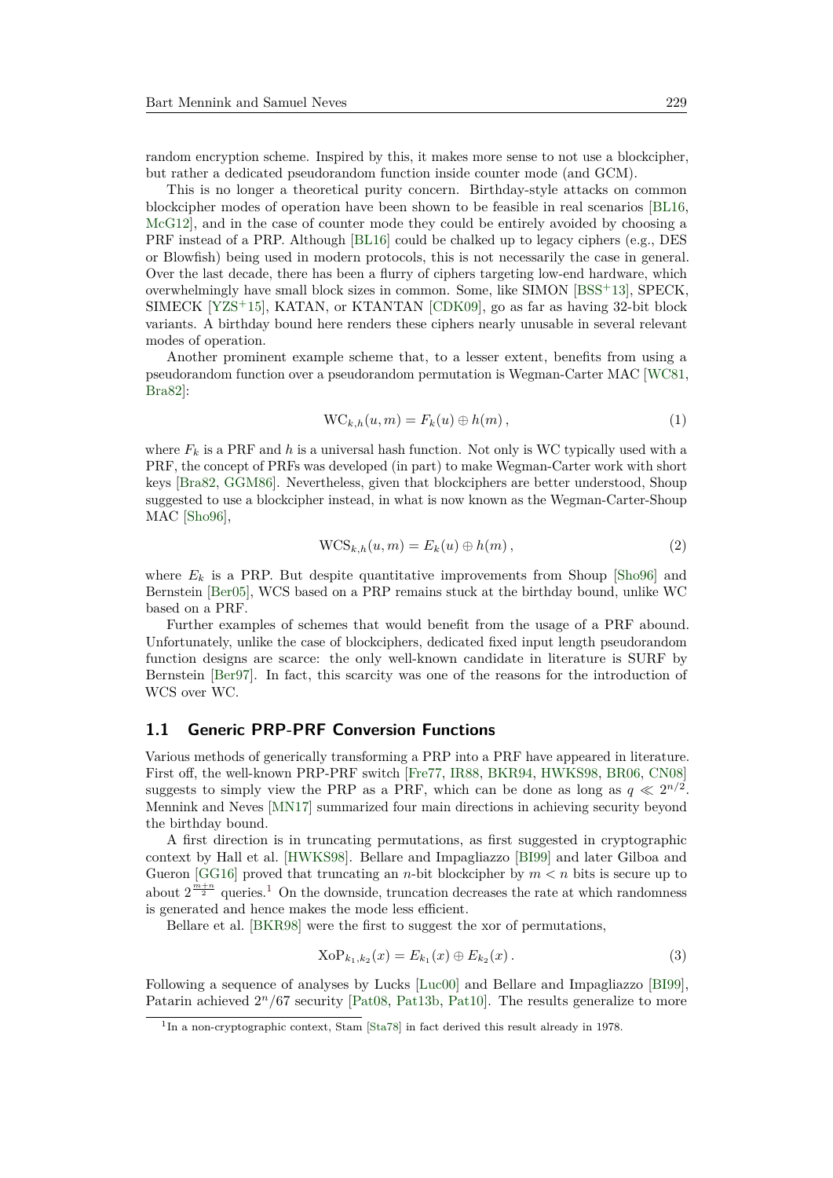random encryption scheme. Inspired by this, it makes more sense to not use a blockcipher, but rather a dedicated pseudorandom function inside counter mode (and GCM).

This is no longer a theoretical purity concern. Birthday-style attacks on common blockcipher modes of operation have been shown to be feasible in real scenarios [BL16, McG12], and in the case of counter mode they could be entirely avoided by choosing a PRF instead of a PRP. Although [BL16] could be chalked up to legacy ciphers (e.g., DES or Blowfish) being used in modern protocols, this is not necessarily the case in general. Over the last decade, there has been a flurry of ciphers targeting low-end hardware, which overwhelmingly have small block sizes in common. Some, like SIMON [BSS+13], SPECK, SIMECK [YZS+15], KATAN, or KTANTAN [CDK09], go as far as having 32-bit block variants. A birthday bound here renders these ciphers nearly unusable in several relevant modes of operation.

Another prominent example scheme that, to a lesser extent, benefits from using a pseudorandom function over a pseudorandom permutation is Wegman-Carter MAC [WC81, Bra82]:

$$\mathrm{WC}_{k,h}(u, m) = F_k(u) \oplus h(m)\,, \tag{1}$$

where $F_k$ is a PRF and $h$ is a universal hash function. Not only is WC typically used with a PRF, the concept of PRFs was developed (in part) to make Wegman-Carter work with short keys [Bra82, GGM86]. Nevertheless, given that blockciphers are better understood, Shoup suggested to use a blockcipher instead, in what is now known as the Wegman-Carter-Shoup MAC [Sho96],

$$\mathrm{WCS}_{k,h}(u, m) = E_k(u) \oplus h(m)\,, \tag{2}$$

where $E_k$ is a PRP. But despite quantitative improvements from Shoup [Sho96] and Bernstein [Ber05], WCS based on a PRP remains stuck at the birthday bound, unlike WC based on a PRF.

Further examples of schemes that would benefit from the usage of a PRF abound. Unfortunately, unlike the case of blockciphers, dedicated fixed input length pseudorandom function designs are scarce: the only well-known candidate in literature is SURF by Bernstein [Ber97]. In fact, this scarcity was one of the reasons for the introduction of WCS over WC.

## 1.1 Generic PRP-PRF Conversion Functions

Various methods of generically transforming a PRP into a PRF have appeared in literature. First off, the well-known PRP-PRF switch [Fre77, IR88, BKR94, HWKS98, BR06, CN08] suggests to simply view the PRP as a PRF, which can be done as long as $q \ll 2^{n/2}$. Mennink and Neves [MN17] summarized four main directions in achieving security beyond the birthday bound.

A first direction is in truncating permutations, as first suggested in cryptographic context by Hall et al. [HWKS98]. Bellare and Impagliazzo [BI99] and later Gilboa and Gueron [GG16] proved that truncating an $n$-bit blockcipher by $m < n$ bits is secure up to about $2^{\frac{m+n}{2}}$ queries.[1] On the downside, truncation decreases the rate at which randomness is generated and hence makes the mode less efficient.

Bellare et al. [BKR98] were the first to suggest the xor of permutations,

$$\mathrm{XoP}_{k_1,k_2}(x) = E_{k_1}(x) \oplus E_{k_2}(x)\,. \tag{3}$$

Following a sequence of analyses by Lucks [Luc00] and Bellare and Impagliazzo [BI99], Patarin achieved $2^n/67$ security [Pat08, Pat13b, Pat10]. The results generalize to more

[1] In a non-cryptographic context, Stam [Sta78] in fact derived this result already in 1978.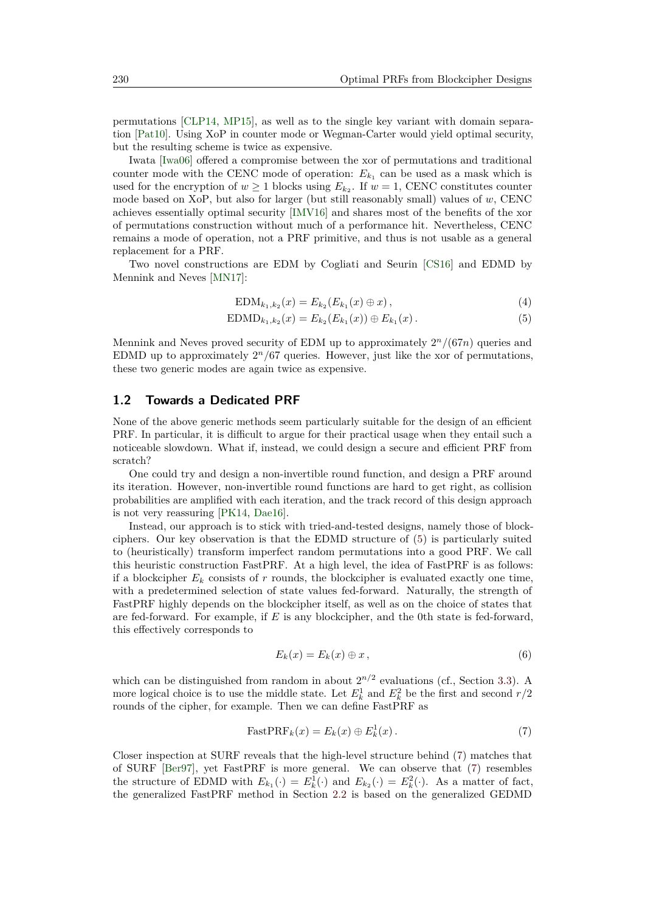permutations [CLP14, MP15], as well as to the single key variant with domain separation [Pat10]. Using XoP in counter mode or Wegman-Carter would yield optimal security, but the resulting scheme is twice as expensive.

Iwata [Iwa06] offered a compromise between the xor of permutations and traditional counter mode with the CENC mode of operation: $E_{k_1}$ can be used as a mask which is used for the encryption of $w \geq 1$ blocks using $E_{k_2}$. If $w = 1$, CENC constitutes counter mode based on XoP, but also for larger (but still reasonably small) values of $w$, CENC achieves essentially optimal security [IMV16] and shares most of the benefits of the xor of permutations construction without much of a performance hit. Nevertheless, CENC remains a mode of operation, not a PRF primitive, and thus is not usable as a general replacement for a PRF.

Two novel constructions are EDM by Cogliati and Seurin [CS16] and EDMD by Mennink and Neves [MN17]:

$$\mathrm{EDM}_{k_1,k_2}(x) = E_{k_2}(E_{k_1}(x) \oplus x)\,, \tag{4}$$

$$\mathrm{EDMD}_{k_1,k_2}(x) = E_{k_2}(E_{k_1}(x)) \oplus E_{k_1}(x)\,. \tag{5}$$

Mennink and Neves proved security of EDM up to approximately $2^n/(67n)$ queries and EDMD up to approximately $2^n/67$ queries. However, just like the xor of permutations, these two generic modes are again twice as expensive.

## 1.2 Towards a Dedicated PRF

None of the above generic methods seem particularly suitable for the design of an efficient PRF. In particular, it is difficult to argue for their practical usage when they entail such a noticeable slowdown. What if, instead, we could design a secure and efficient PRF from scratch?

One could try and design a non-invertible round function, and design a PRF around its iteration. However, non-invertible round functions are hard to get right, as collision probabilities are amplified with each iteration, and the track record of this design approach is not very reassuring [PK14, Dae16].

Instead, our approach is to stick with tried-and-tested designs, namely those of blockciphers. Our key observation is that the EDMD structure of (5) is particularly suited to (heuristically) transform imperfect random permutations into a good PRF. We call this heuristic construction FastPRF. At a high level, the idea of FastPRF is as follows: if a blockcipher $E_k$ consists of $r$ rounds, the blockcipher is evaluated exactly one time, with a predetermined selection of state values fed-forward. Naturally, the strength of FastPRF highly depends on the blockcipher itself, as well as on the choice of states that are fed-forward. For example, if $E$ is any blockcipher, and the 0th state is fed-forward, this effectively corresponds to

$$E_k(x) = E_k(x) \oplus x\,, \tag{6}$$

which can be distinguished from random in about $2^{n/2}$ evaluations (cf., Section 3.3). A more logical choice is to use the middle state. Let $E_k^1$ and $E_k^2$ be the first and second $r/2$ rounds of the cipher, for example. Then we can define FastPRF as

$$\mathrm{FastPRF}_k(x) = E_k(x) \oplus E_k^1(x)\,. \tag{7}$$

Closer inspection at SURF reveals that the high-level structure behind (7) matches that of SURF [Ber97], yet FastPRF is more general. We can observe that (7) resembles the structure of EDMD with $E_{k_1}(\cdot) = E_k^1(\cdot)$ and $E_{k_2}(\cdot) = E_k^2(\cdot)$. As a matter of fact, the generalized FastPRF method in Section 2.2 is based on the generalized GEDMD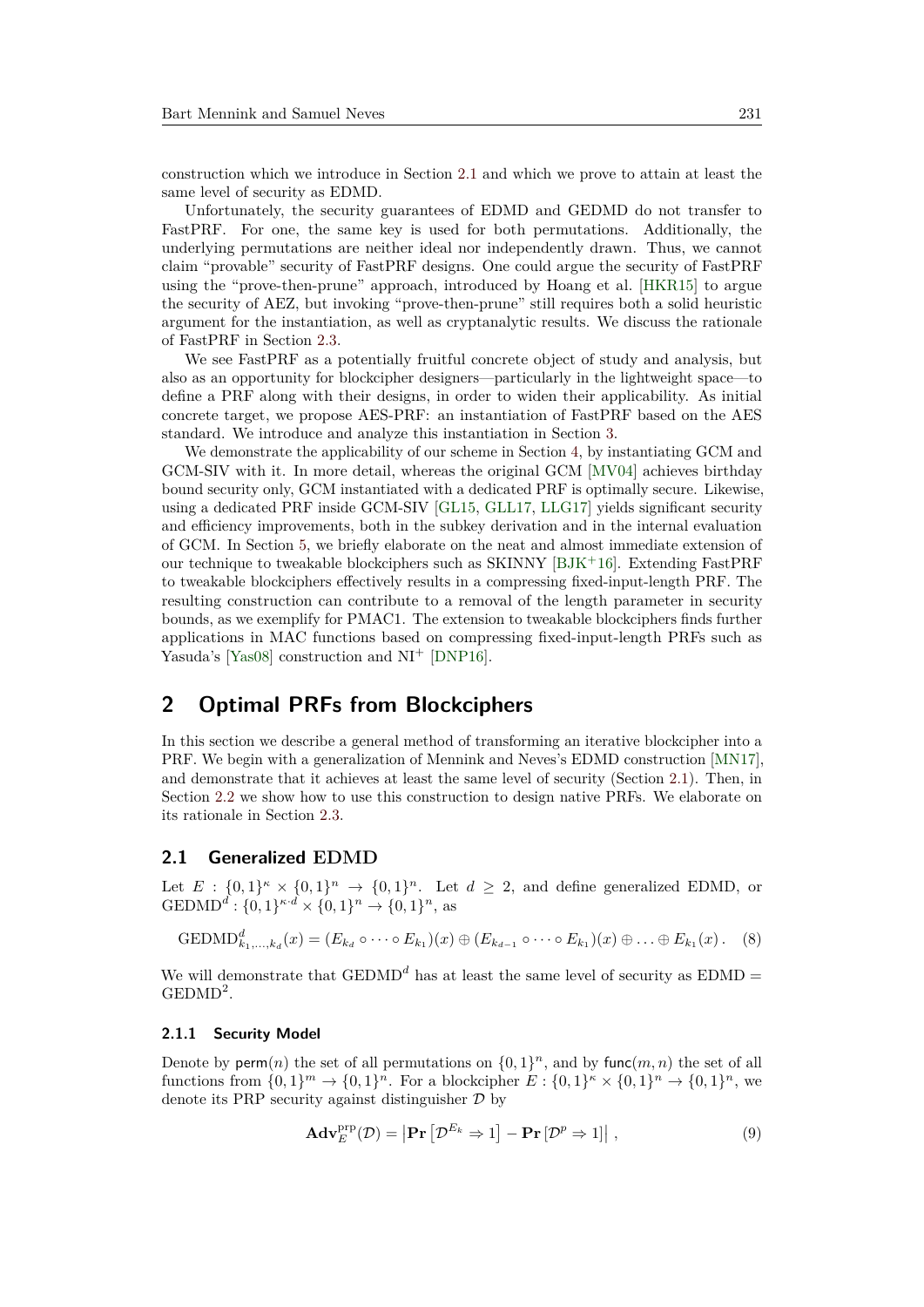construction which we introduce in Section 2.1 and which we prove to attain at least the same level of security as EDMD.

Unfortunately, the security guarantees of EDMD and GEDMD do not transfer to FastPRF. For one, the same key is used for both permutations. Additionally, the underlying permutations are neither ideal nor independently drawn. Thus, we cannot claim "provable" security of FastPRF designs. One could argue the security of FastPRF using the "prove-then-prune" approach, introduced by Hoang et al. [HKR15] to argue the security of AEZ, but invoking "prove-then-prune" still requires both a solid heuristic argument for the instantiation, as well as cryptanalytic results. We discuss the rationale of FastPRF in Section 2.3.

We see FastPRF as a potentially fruitful concrete object of study and analysis, but also as an opportunity for blockcipher designers—particularly in the lightweight space—to define a PRF along with their designs, in order to widen their applicability. As initial concrete target, we propose AES-PRF: an instantiation of FastPRF based on the AES standard. We introduce and analyze this instantiation in Section 3.

We demonstrate the applicability of our scheme in Section 4, by instantiating GCM and GCM-SIV with it. In more detail, whereas the original GCM [MV04] achieves birthday bound security only, GCM instantiated with a dedicated PRF is optimally secure. Likewise, using a dedicated PRF inside GCM-SIV [GL15, GLL17, LLG17] yields significant security and efficiency improvements, both in the subkey derivation and in the internal evaluation of GCM. In Section 5, we briefly elaborate on the neat and almost immediate extension of our technique to tweakable blockciphers such as SKINNY [BJK+16]. Extending FastPRF to tweakable blockciphers effectively results in a compressing fixed-input-length PRF. The resulting construction can contribute to a removal of the length parameter in security bounds, as we exemplify for PMAC1. The extension to tweakable blockciphers finds further applications in MAC functions based on compressing fixed-input-length PRFs such as Yasuda's [Yas08] construction and $\mathrm{NI}^+$ [DNP16].

# 2 Optimal PRFs from Blockciphers

In this section we describe a general method of transforming an iterative blockcipher into a PRF. We begin with a generalization of Mennink and Neves's EDMD construction [MN17], and demonstrate that it achieves at least the same level of security (Section 2.1). Then, in Section 2.2 we show how to use this construction to design native PRFs. We elaborate on its rationale in Section 2.3.

## 2.1 Generalized EDMD

Let $E : \{0,1\}^\kappa \times \{0,1\}^n \to \{0,1\}^n$. Let $d \geq 2$, and define generalized EDMD, or $\mathrm{GEDMD}^d : \{0,1\}^{\kappa \cdot d} \times \{0,1\}^n \to \{0,1\}^n$, as

$$\mathrm{GEDMD}^d_{k_1,\ldots,k_d}(x) = (E_{k_d} \circ \cdots \circ E_{k_1})(x) \oplus (E_{k_{d-1}} \circ \cdots \circ E_{k_1})(x) \oplus \ldots \oplus E_{k_1}(x)\,. \quad (8)$$

We will demonstrate that $\mathrm{GEDMD}^d$ has at least the same level of security as $\mathrm{EDMD} = \mathrm{GEDMD}^2$.

### 2.1.1 Security Model

Denote by $\mathsf{perm}(n)$ the set of all permutations on $\{0,1\}^n$, and by $\mathsf{func}(m,n)$ the set of all functions from $\{0,1\}^m \to \{0,1\}^n$. For a blockcipher $E : \{0,1\}^\kappa \times \{0,1\}^n \to \{0,1\}^n$, we denote its PRP security against distinguisher $\mathcal{D}$ by

$$\mathbf{Adv}^{\mathrm{prp}}_{E}(\mathcal{D}) = \left|\mathbf{Pr}\left[\mathcal{D}^{E_k} \Rightarrow 1\right] - \mathbf{Pr}\left[\mathcal{D}^{p} \Rightarrow 1\right]\right|\,, \quad (9)$$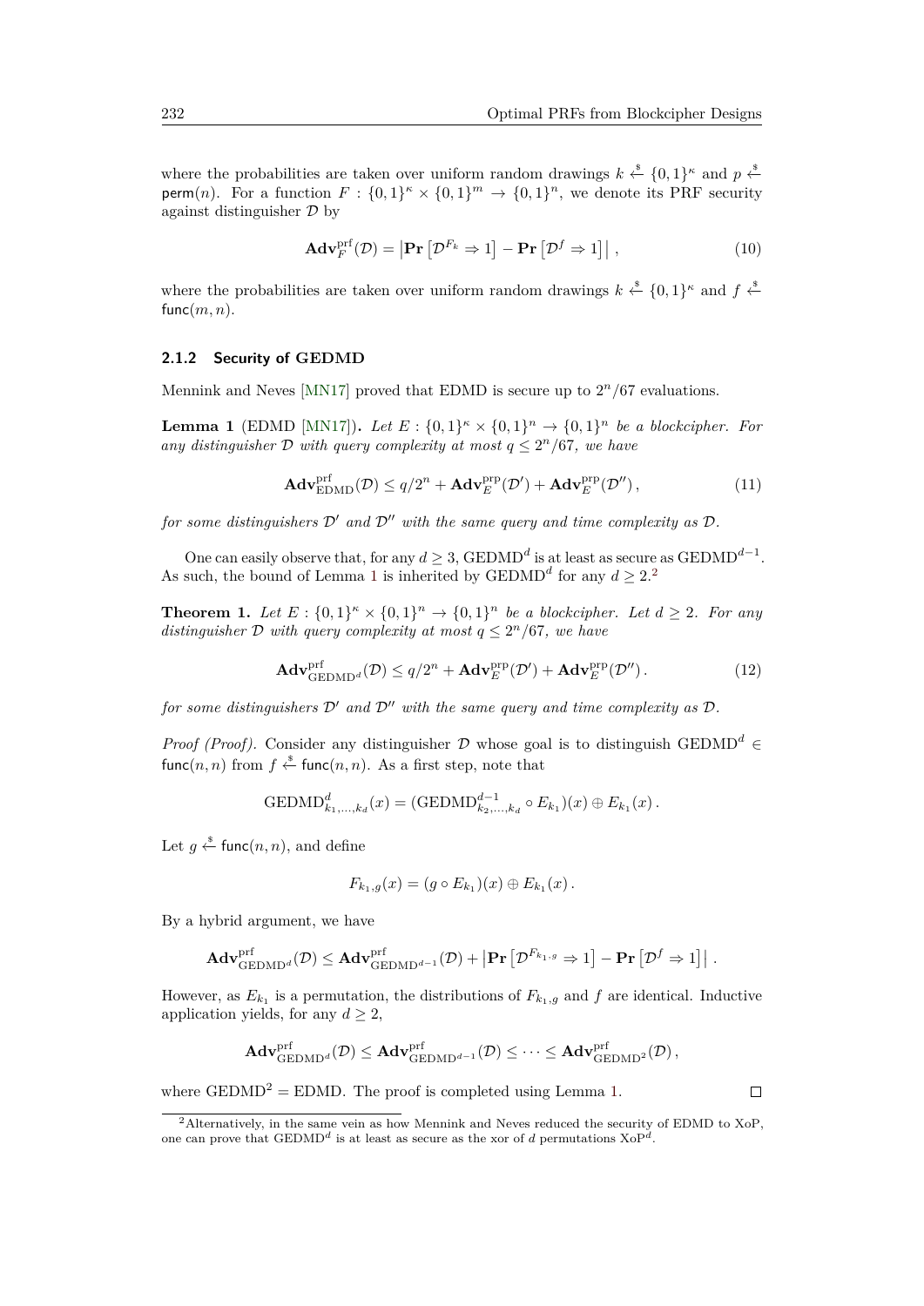where the probabilities are taken over uniform random drawings $k \xleftarrow{\$} \{0,1\}^\kappa$ and $p \xleftarrow{\$} \mathsf{perm}(n)$. For a function $F : \{0,1\}^\kappa \times \{0,1\}^m \to \{0,1\}^n$, we denote its PRF security against distinguisher $\mathcal{D}$ by

$$\mathbf{Adv}_F^{\mathrm{prf}}(\mathcal{D}) = \left|\mathbf{Pr}\left[\mathcal{D}^{F_k} \Rightarrow 1\right] - \mathbf{Pr}\left[\mathcal{D}^{f} \Rightarrow 1\right]\right| , \tag{10}$$

where the probabilities are taken over uniform random drawings $k \xleftarrow{\$} \{0,1\}^\kappa$ and $f \xleftarrow{\$} \mathsf{func}(m,n)$.

### 2.1.2 Security of GEDMD

Mennink and Neves [MN17] proved that EDMD is secure up to $2^n/67$ evaluations.

**Lemma 1** (EDMD [MN17])**.** *Let $E : \{0,1\}^\kappa \times \{0,1\}^n \to \{0,1\}^n$ be a blockcipher. For any distinguisher $\mathcal{D}$ with query complexity at most $q \leq 2^n/67$, we have*

$$\mathbf{Adv}_{\mathrm{EDMD}}^{\mathrm{prf}}(\mathcal{D}) \leq q/2^n + \mathbf{Adv}_E^{\mathrm{prp}}(\mathcal{D}') + \mathbf{Adv}_E^{\mathrm{prp}}(\mathcal{D}''), \tag{11}$$

*for some distinguishers $\mathcal{D}'$ and $\mathcal{D}''$ with the same query and time complexity as $\mathcal{D}$.*

One can easily observe that, for any $d \geq 3$, $\mathrm{GEDMD}^d$ is at least as secure as $\mathrm{GEDMD}^{d-1}$. As such, the bound of Lemma 1 is inherited by $\mathrm{GEDMD}^d$ for any $d \geq 2$.[2]

**Theorem 1.** *Let $E : \{0,1\}^\kappa \times \{0,1\}^n \to \{0,1\}^n$ be a blockcipher. Let $d \geq 2$. For any distinguisher $\mathcal{D}$ with query complexity at most $q \leq 2^n/67$, we have*

$$\mathbf{Adv}_{\mathrm{GEDMD}^d}^{\mathrm{prf}}(\mathcal{D}) \leq q/2^n + \mathbf{Adv}_E^{\mathrm{prp}}(\mathcal{D}') + \mathbf{Adv}_E^{\mathrm{prp}}(\mathcal{D}''). \tag{12}$$

*for some distinguishers $\mathcal{D}'$ and $\mathcal{D}''$ with the same query and time complexity as $\mathcal{D}$.*

*Proof (Proof).* Consider any distinguisher $\mathcal{D}$ whose goal is to distinguish $\mathrm{GEDMD}^d \in \mathsf{func}(n,n)$ from $f \xleftarrow{\$} \mathsf{func}(n,n)$. As a first step, note that

$$\mathrm{GEDMD}^d_{k_1,\ldots,k_d}(x) = (\mathrm{GEDMD}^{d-1}_{k_2,\ldots,k_d} \circ E_{k_1})(x) \oplus E_{k_1}(x)\,.$$

Let $g \xleftarrow{\$} \mathsf{func}(n,n)$, and define

$$F_{k_1,g}(x) = (g \circ E_{k_1})(x) \oplus E_{k_1}(x)\,.$$

By a hybrid argument, we have

$$\mathbf{Adv}_{\mathrm{GEDMD}^d}^{\mathrm{prf}}(\mathcal{D}) \leq \mathbf{Adv}_{\mathrm{GEDMD}^{d-1}}^{\mathrm{prf}}(\mathcal{D}) + \left|\mathbf{Pr}\left[\mathcal{D}^{F_{k_1,g}} \Rightarrow 1\right] - \mathbf{Pr}\left[\mathcal{D}^{f} \Rightarrow 1\right]\right| .$$

However, as $E_{k_1}$ is a permutation, the distributions of $F_{k_1,g}$ and $f$ are identical. Inductive application yields, for any $d \geq 2$,

$$\mathbf{Adv}_{\mathrm{GEDMD}^d}^{\mathrm{prf}}(\mathcal{D}) \leq \mathbf{Adv}_{\mathrm{GEDMD}^{d-1}}^{\mathrm{prf}}(\mathcal{D}) \leq \cdots \leq \mathbf{Adv}_{\mathrm{GEDMD}^2}^{\mathrm{prf}}(\mathcal{D}),$$

where $\mathrm{GEDMD}^2 = \mathrm{EDMD}$. The proof is completed using Lemma 1. □

[2] Alternatively, in the same vein as how Mennink and Neves reduced the security of EDMD to XoP, one can prove that $\mathrm{GEDMD}^d$ is at least as secure as the xor of $d$ permutations $\mathrm{XoP}^d$.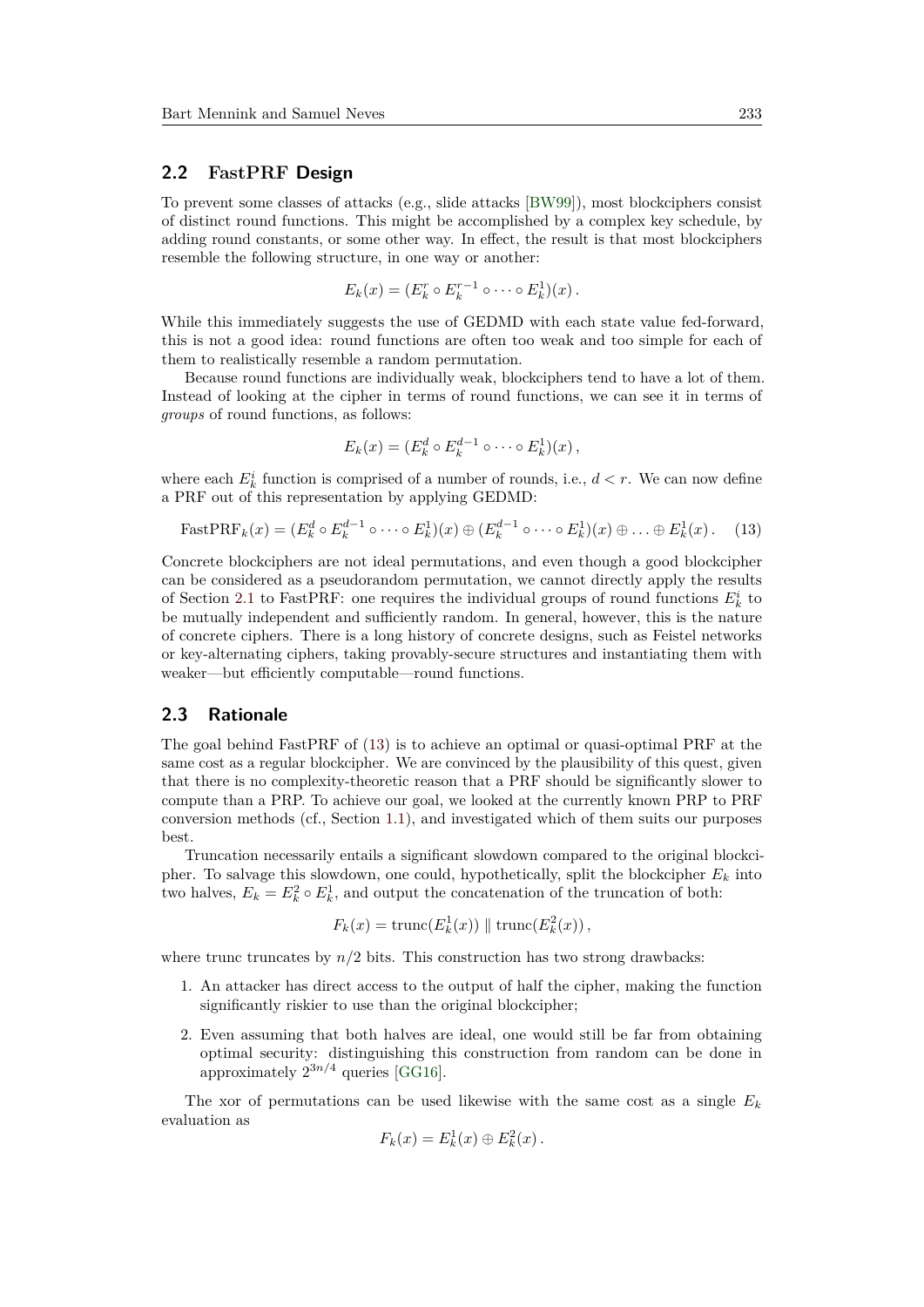## 2.2 FastPRF Design

To prevent some classes of attacks (e.g., slide attacks [BW99]), most blockciphers consist of distinct round functions. This might be accomplished by a complex key schedule, by adding round constants, or some other way. In effect, the result is that most blockciphers resemble the following structure, in one way or another:

$$E_k(x) = (E_k^r \circ E_k^{r-1} \circ \cdots \circ E_k^1)(x)\,.$$

While this immediately suggests the use of GEDMD with each state value fed-forward, this is not a good idea: round functions are often too weak and too simple for each of them to realistically resemble a random permutation.

Because round functions are individually weak, blockciphers tend to have a lot of them. Instead of looking at the cipher in terms of round functions, we can see it in terms of *groups* of round functions, as follows:

$$E_k(x) = (E_k^d \circ E_k^{d-1} \circ \cdots \circ E_k^1)(x)\,,$$

where each $E_k^i$ function is comprised of a number of rounds, i.e., $d < r$. We can now define a PRF out of this representation by applying GEDMD:

$$\mathrm{FastPRF}_k(x) = (E_k^d \circ E_k^{d-1} \circ \cdots \circ E_k^1)(x) \oplus (E_k^{d-1} \circ \cdots \circ E_k^1)(x) \oplus \ldots \oplus E_k^1(x)\,. \quad (13)$$

Concrete blockciphers are not ideal permutations, and even though a good blockcipher can be considered as a pseudorandom permutation, we cannot directly apply the results of Section 2.1 to FastPRF: one requires the individual groups of round functions $E_k^i$ to be mutually independent and sufficiently random. In general, however, this is the nature of concrete ciphers. There is a long history of concrete designs, such as Feistel networks or key-alternating ciphers, taking provably-secure structures and instantiating them with weaker—but efficiently computable—round functions.

## 2.3 Rationale

The goal behind FastPRF of (13) is to achieve an optimal or quasi-optimal PRF at the same cost as a regular blockcipher. We are convinced by the plausibility of this quest, given that there is no complexity-theoretic reason that a PRF should be significantly slower to compute than a PRP. To achieve our goal, we looked at the currently known PRP to PRF conversion methods (cf., Section 1.1), and investigated which of them suits our purposes best.

Truncation necessarily entails a significant slowdown compared to the original blockcipher. To salvage this slowdown, one could, hypothetically, split the blockcipher $E_k$ into two halves, $E_k = E_k^2 \circ E_k^1$, and output the concatenation of the truncation of both:

$$F_k(x) = \mathrm{trunc}(E_k^1(x)) \parallel \mathrm{trunc}(E_k^2(x))\,,$$

where trunc truncates by $n/2$ bits. This construction has two strong drawbacks:

1. An attacker has direct access to the output of half the cipher, making the function significantly riskier to use than the original blockcipher;
2. Even assuming that both halves are ideal, one would still be far from obtaining optimal security: distinguishing this construction from random can be done in approximately $2^{3n/4}$ queries [GG16].

The xor of permutations can be used likewise with the same cost as a single $E_k$ evaluation as

$$F_k(x) = E_k^1(x) \oplus E_k^2(x)\,.$$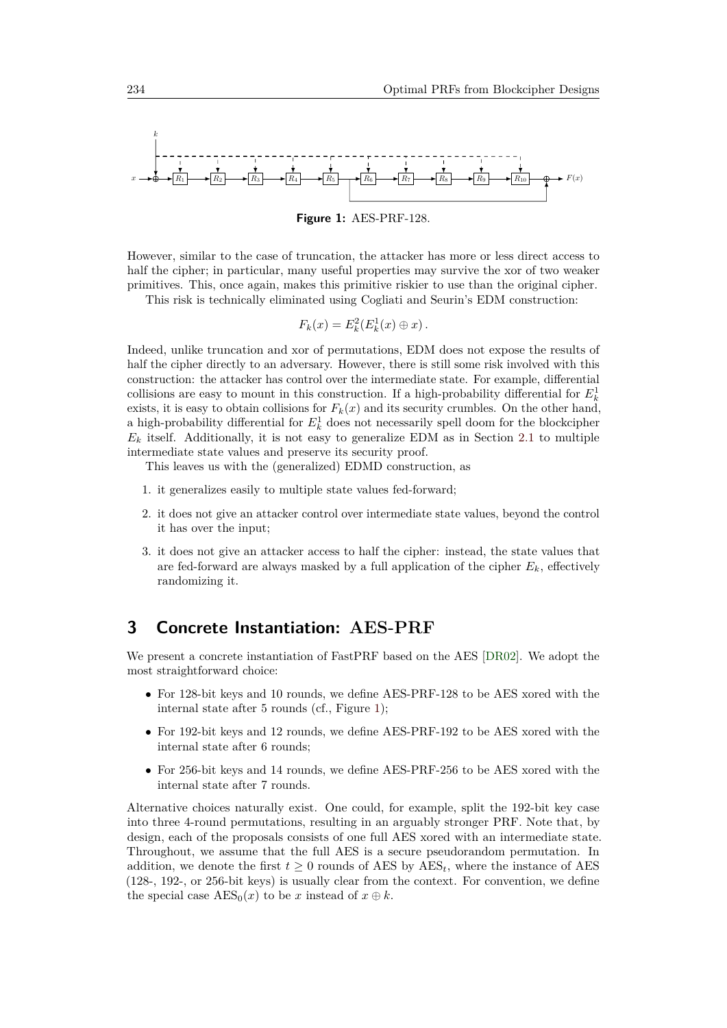**Figure 1:** AES-PRF-128.

However, similar to the case of truncation, the attacker has more or less direct access to half the cipher; in particular, many useful properties may survive the xor of two weaker primitives. This, once again, makes this primitive riskier to use than the original cipher.

This risk is technically eliminated using Cogliati and Seurin's EDM construction:

$$F_k(x) = E_k^2(E_k^1(x) \oplus x)\,.$$

Indeed, unlike truncation and xor of permutations, EDM does not expose the results of half the cipher directly to an adversary. However, there is still some risk involved with this construction: the attacker has control over the intermediate state. For example, differential collisions are easy to mount in this construction. If a high-probability differential for $E_k^1$ exists, it is easy to obtain collisions for $F_k(x)$ and its security crumbles. On the other hand, a high-probability differential for $E_k^1$ does not necessarily spell doom for the blockcipher $E_k$ itself. Additionally, it is not easy to generalize EDM as in Section 2.1 to multiple intermediate state values and preserve its security proof.

This leaves us with the (generalized) EDMD construction, as

1. it generalizes easily to multiple state values fed-forward;
2. it does not give an attacker control over intermediate state values, beyond the control it has over the input;
3. it does not give an attacker access to half the cipher: instead, the state values that are fed-forward are always masked by a full application of the cipher $E_k$, effectively randomizing it.

## 3 Concrete Instantiation: AES-PRF

We present a concrete instantiation of FastPRF based on the AES [DR02]. We adopt the most straightforward choice:

- For 128-bit keys and 10 rounds, we define AES-PRF-128 to be AES xored with the internal state after 5 rounds (cf., Figure 1);
- For 192-bit keys and 12 rounds, we define AES-PRF-192 to be AES xored with the internal state after 6 rounds;
- For 256-bit keys and 14 rounds, we define AES-PRF-256 to be AES xored with the internal state after 7 rounds.

Alternative choices naturally exist. One could, for example, split the 192-bit key case into three 4-round permutations, resulting in an arguably stronger PRF. Note that, by design, each of the proposals consists of one full AES xored with an intermediate state. Throughout, we assume that the full AES is a secure pseudorandom permutation. In addition, we denote the first $t \geq 0$ rounds of AES by $\text{AES}_t$, where the instance of AES (128-, 192-, or 256-bit keys) is usually clear from the context. For convention, we define the special case $\text{AES}_0(x)$ to be $x$ instead of $x \oplus k$.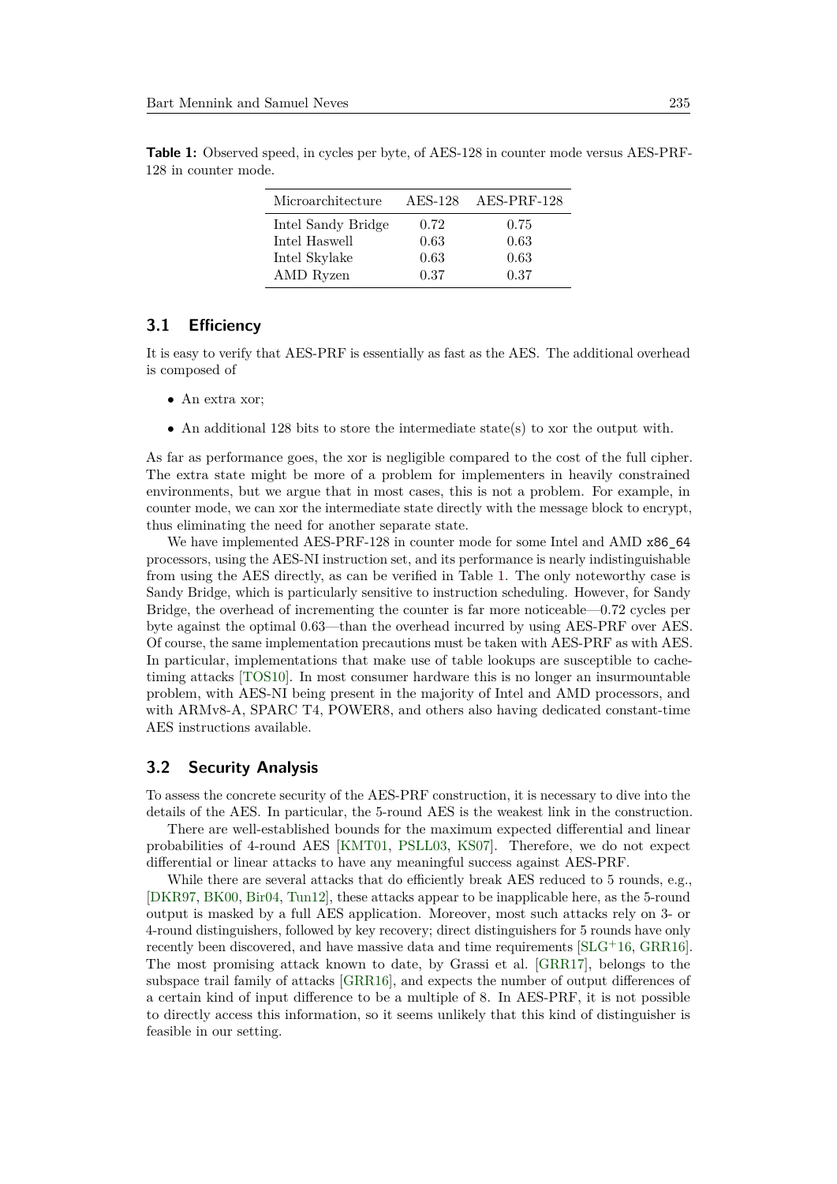**Table 1:** Observed speed, in cycles per byte, of AES-128 in counter mode versus AES-PRF-128 in counter mode.

| Microarchitecture | AES-128 | AES-PRF-128 |
|---|---|---|
| Intel Sandy Bridge | 0.72 | 0.75 |
| Intel Haswell | 0.63 | 0.63 |
| Intel Skylake | 0.63 | 0.63 |
| AMD Ryzen | 0.37 | 0.37 |

### 3.1 Efficiency

It is easy to verify that AES-PRF is essentially as fast as the AES. The additional overhead is composed of

- An extra xor;
- An additional 128 bits to store the intermediate state(s) to xor the output with.

As far as performance goes, the xor is negligible compared to the cost of the full cipher. The extra state might be more of a problem for implementers in heavily constrained environments, but we argue that in most cases, this is not a problem. For example, in counter mode, we can xor the intermediate state directly with the message block to encrypt, thus eliminating the need for another separate state.

We have implemented AES-PRF-128 in counter mode for some Intel and AMD `x86_64` processors, using the AES-NI instruction set, and its performance is nearly indistinguishable from using the AES directly, as can be verified in Table 1. The only noteworthy case is Sandy Bridge, which is particularly sensitive to instruction scheduling. However, for Sandy Bridge, the overhead of incrementing the counter is far more noticeable—0.72 cycles per byte against the optimal 0.63—than the overhead incurred by using AES-PRF over AES. Of course, the same implementation precautions must be taken with AES-PRF as with AES. In particular, implementations that make use of table lookups are susceptible to cache-timing attacks [TOS10]. In most consumer hardware this is no longer an insurmountable problem, with AES-NI being present in the majority of Intel and AMD processors, and with ARMv8-A, SPARC T4, POWER8, and others also having dedicated constant-time AES instructions available.

### 3.2 Security Analysis

To assess the concrete security of the AES-PRF construction, it is necessary to dive into the details of the AES. In particular, the 5-round AES is the weakest link in the construction.

There are well-established bounds for the maximum expected differential and linear probabilities of 4-round AES [KMT01, PSLL03, KS07]. Therefore, we do not expect differential or linear attacks to have any meaningful success against AES-PRF.

While there are several attacks that do efficiently break AES reduced to 5 rounds, e.g., [DKR97, BK00, Bir04, Tun12], these attacks appear to be inapplicable here, as the 5-round output is masked by a full AES application. Moreover, most such attacks rely on 3- or 4-round distinguishers, followed by key recovery; direct distinguishers for 5 rounds have only recently been discovered, and have massive data and time requirements [SLG+16, GRR16]. The most promising attack known to date, by Grassi et al. [GRR17], belongs to the subspace trail family of attacks [GRR16], and expects the number of output differences of a certain kind of input difference to be a multiple of 8. In AES-PRF, it is not possible to directly access this information, so it seems unlikely that this kind of distinguisher is feasible in our setting.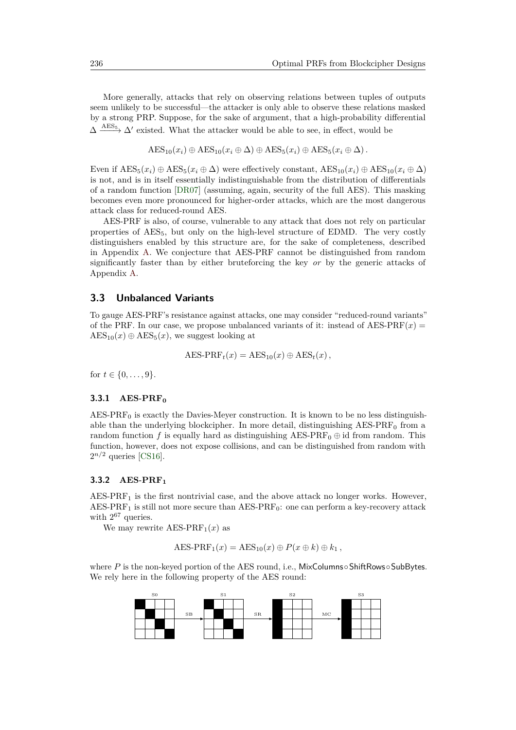More generally, attacks that rely on observing relations between tuples of outputs seem unlikely to be successful—the attacker is only able to observe these relations masked by a strong PRP. Suppose, for the sake of argument, that a high-probability differential $\Delta \xrightarrow{\text{AES}_5} \Delta'$ existed. What the attacker would be able to see, in effect, would be

$$\text{AES}_{10}(x_i) \oplus \text{AES}_{10}(x_i \oplus \Delta) \oplus \text{AES}_5(x_i) \oplus \text{AES}_5(x_i \oplus \Delta)\,.$$

Even if $\text{AES}_5(x_i) \oplus \text{AES}_5(x_i \oplus \Delta)$ were effectively constant, $\text{AES}_{10}(x_i) \oplus \text{AES}_{10}(x_i \oplus \Delta)$ is not, and is in itself essentially indistinguishable from the distribution of differentials of a random function [DR07] (assuming, again, security of the full AES). This masking becomes even more pronounced for higher-order attacks, which are the most dangerous attack class for reduced-round AES.

AES-PRF is also, of course, vulnerable to any attack that does not rely on particular properties of $\text{AES}_5$, but only on the high-level structure of EDMD. The very costly distinguishers enabled by this structure are, for the sake of completeness, described in Appendix A. We conjecture that AES-PRF cannot be distinguished from random significantly faster than by either bruteforcing the key *or* by the generic attacks of Appendix A.

## 3.3 Unbalanced Variants

To gauge AES-PRF's resistance against attacks, one may consider "reduced-round variants" of the PRF. In our case, we propose unbalanced variants of it: instead of $\text{AES-PRF}(x) = \text{AES}_{10}(x) \oplus \text{AES}_5(x)$, we suggest looking at

$$\text{AES-PRF}_t(x) = \text{AES}_{10}(x) \oplus \text{AES}_t(x)\,,$$

for $t \in \{0, \ldots, 9\}$.

### 3.3.1 $\text{AES-PRF}_0$

$\text{AES-PRF}_0$ is exactly the Davies-Meyer construction. It is known to be no less distinguishable than the underlying blockcipher. In more detail, distinguishing $\text{AES-PRF}_0$ from a random function $f$ is equally hard as distinguishing $\text{AES-PRF}_0 \oplus \text{id}$ from random. This function, however, does not expose collisions, and can be distinguished from random with $2^{n/2}$ queries [CS16].

### 3.3.2 $\text{AES-PRF}_1$

$\text{AES-PRF}_1$ is the first nontrivial case, and the above attack no longer works. However, $\text{AES-PRF}_1$ is still not more secure than $\text{AES-PRF}_0$: one can perform a key-recovery attack with $2^{67}$ queries.

We may rewrite $\text{AES-PRF}_1(x)$ as

$$\text{AES-PRF}_1(x) = \text{AES}_{10}(x) \oplus P(x \oplus k) \oplus k_1\,,$$

where $P$ is the non-keyed portion of the AES round, i.e., MixColumns $\circ$ ShiftRows $\circ$ SubBytes. We rely here in the following property of the AES round:

S0 →SB→ S1 →SR→ S2 →MC→ S3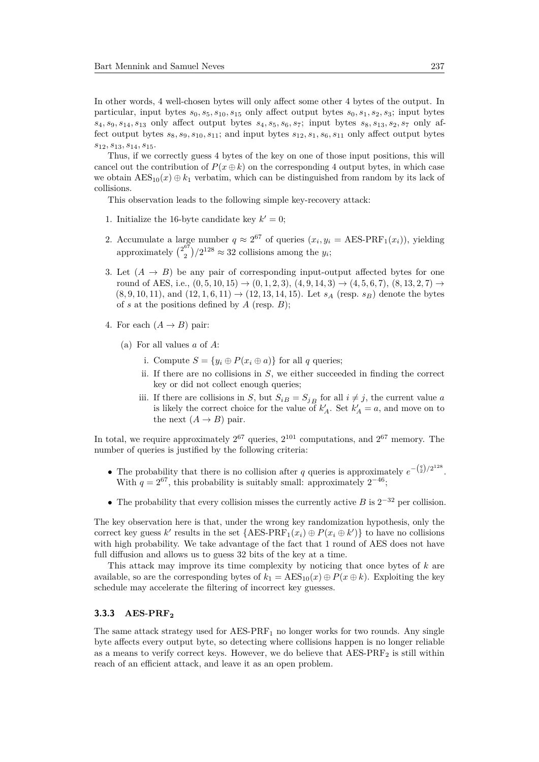In other words, 4 well-chosen bytes will only affect some other 4 bytes of the output. In particular, input bytes $s_0, s_5, s_{10}, s_{15}$ only affect output bytes $s_0, s_1, s_2, s_3$; input bytes $s_4, s_9, s_{14}, s_{13}$ only affect output bytes $s_4, s_5, s_6, s_7$; input bytes $s_8, s_{13}, s_2, s_7$ only affect output bytes $s_8, s_9, s_{10}, s_{11}$; and input bytes $s_{12}, s_1, s_6, s_{11}$ only affect output bytes $s_{12}, s_{13}, s_{14}, s_{15}$.

Thus, if we correctly guess 4 bytes of the key on one of those input positions, this will cancel out the contribution of $P(x \oplus k)$ on the corresponding 4 output bytes, in which case we obtain $\mathrm{AES}_{10}(x) \oplus k_1$ verbatim, which can be distinguished from random by its lack of collisions.

This observation leads to the following simple key-recovery attack:

1. Initialize the 16-byte candidate key $k' = 0$;
2. Accumulate a large number $q \approx 2^{67}$ of queries $(x_i, y_i = \text{AES-PRF}_1(x_i))$, yielding approximately $\binom{2^{67}}{2}/2^{128} \approx 32$ collisions among the $y_i$;
3. Let $(A \rightarrow B)$ be any pair of corresponding input-output affected bytes for one round of AES, i.e., $(0, 5, 10, 15) \rightarrow (0, 1, 2, 3)$, $(4, 9, 14, 3) \rightarrow (4, 5, 6, 7)$, $(8, 13, 2, 7) \rightarrow (8, 9, 10, 11)$, and $(12, 1, 6, 11) \rightarrow (12, 13, 14, 15)$. Let $s_A$ (resp. $s_B$) denote the bytes of $s$ at the positions defined by $A$ (resp. $B$);
4. For each $(A \rightarrow B)$ pair:
   (a) For all values $a$ of $A$:
      i. Compute $S = \{y_i \oplus P(x_i \oplus a)\}$ for all $q$ queries;
      ii. If there are no collisions in $S$, we either succeeded in finding the correct key or did not collect enough queries;
      iii. If there are collisions in $S$, but $S_{iB} = S_{jB}$ for all $i \neq j$, the current value $a$ is likely the correct choice for the value of $k'_A$. Set $k'_A = a$, and move on to the next $(A \rightarrow B)$ pair.

In total, we require approximately $2^{67}$ queries, $2^{101}$ computations, and $2^{67}$ memory. The number of queries is justified by the following criteria:

- The probability that there is no collision after $q$ queries is approximately $e^{-\binom{q}{2}/2^{128}}$. With $q = 2^{67}$, this probability is suitably small: approximately $2^{-46}$;
- The probability that every collision misses the currently active $B$ is $2^{-32}$ per collision.

The key observation here is that, under the wrong key randomization hypothesis, only the correct key guess $k'$ results in the set $\{\text{AES-PRF}_1(x_i) \oplus P(x_i \oplus k')\}$ to have no collisions with high probability. We take advantage of the fact that 1 round of AES does not have full diffusion and allows us to guess 32 bits of the key at a time.

This attack may improve its time complexity by noticing that once bytes of $k$ are available, so are the corresponding bytes of $k_1 = \mathrm{AES}_{10}(x) \oplus P(x \oplus k)$. Exploiting the key schedule may accelerate the filtering of incorrect key guesses.

### 3.3.3 AES-PRF$_2$

The same attack strategy used for AES-PRF$_1$ no longer works for two rounds. Any single byte affects every output byte, so detecting where collisions happen is no longer reliable as a means to verify correct keys. However, we do believe that AES-PRF$_2$ is still within reach of an efficient attack, and leave it as an open problem.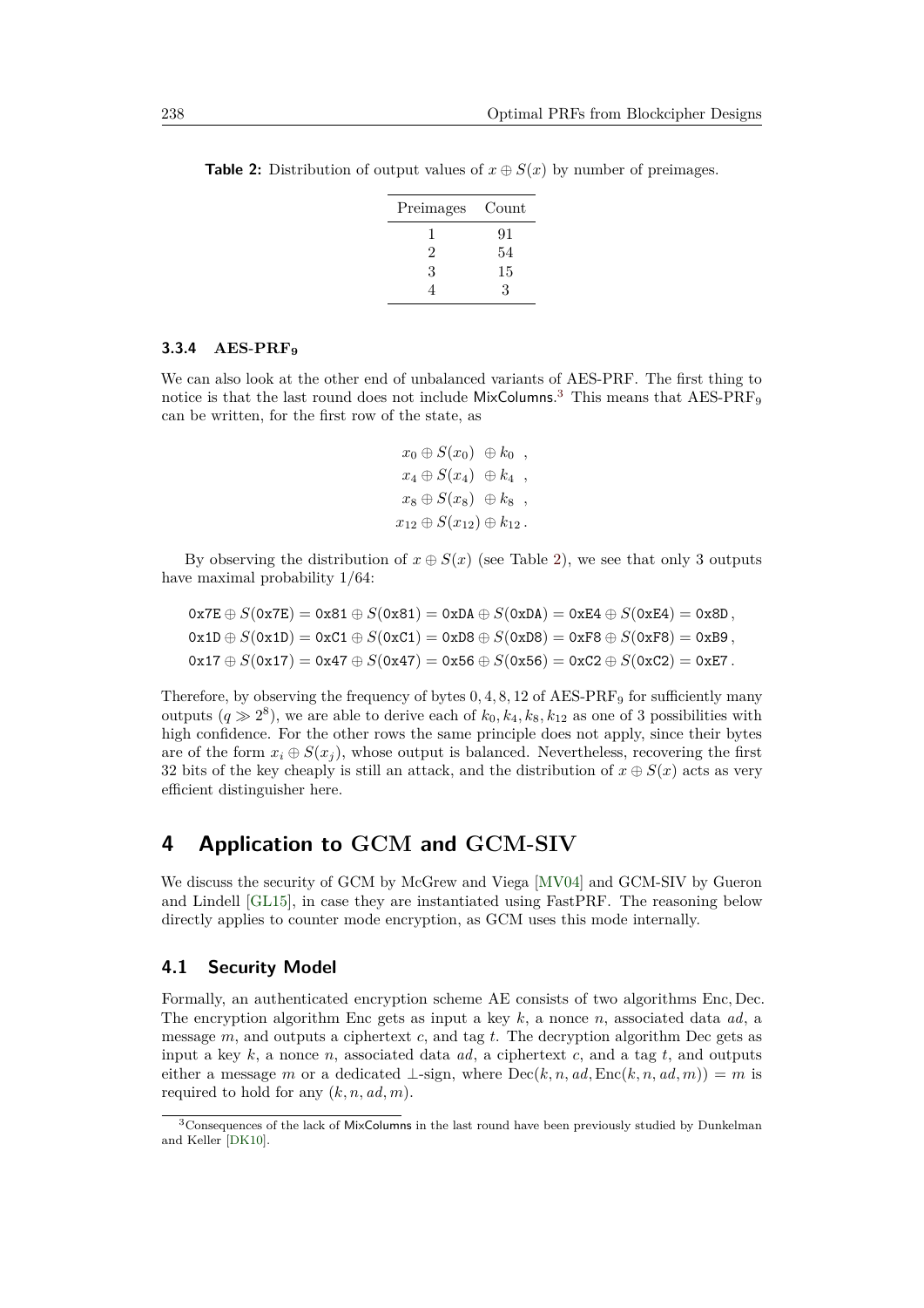**Table 2:** Distribution of output values of $x \oplus S(x)$ by number of preimages.

| Preimages | Count |
|---|---|
| 1 | 91 |
| 2 | 54 |
| 3 | 15 |
| 4 | 3 |

### 3.3.4 AES-PRF$_9$

We can also look at the other end of unbalanced variants of AES-PRF. The first thing to notice is that the last round does not include MixColumns.[3] This means that AES-PRF$_9$ can be written, for the first row of the state, as

$$
\begin{aligned}
x_0 \oplus S(x_0) &\oplus k_0 \;, \\
x_4 \oplus S(x_4) &\oplus k_4 \;, \\
x_8 \oplus S(x_8) &\oplus k_8 \;, \\
x_{12} \oplus S(x_{12}) &\oplus k_{12} \,.
\end{aligned}
$$

By observing the distribution of $x \oplus S(x)$ (see Table 2), we see that only 3 outputs have maximal probability 1/64:

$$
\begin{aligned}
\texttt{0x7E} \oplus S(\texttt{0x7E}) = \texttt{0x81} \oplus S(\texttt{0x81}) = \texttt{0xDA} \oplus S(\texttt{0xDA}) = \texttt{0xE4} \oplus S(\texttt{0xE4}) = \texttt{0x8D}\,, \\
\texttt{0x1D} \oplus S(\texttt{0x1D}) = \texttt{0xC1} \oplus S(\texttt{0xC1}) = \texttt{0xD8} \oplus S(\texttt{0xD8}) = \texttt{0xF8} \oplus S(\texttt{0xF8}) = \texttt{0xB9}\,, \\
\texttt{0x17} \oplus S(\texttt{0x17}) = \texttt{0x47} \oplus S(\texttt{0x47}) = \texttt{0x56} \oplus S(\texttt{0x56}) = \texttt{0xC2} \oplus S(\texttt{0xC2}) = \texttt{0xE7}\,.
\end{aligned}
$$

Therefore, by observing the frequency of bytes $0, 4, 8, 12$ of AES-PRF$_9$ for sufficiently many outputs ($q \gg 2^8$), we are able to derive each of $k_0, k_4, k_8, k_{12}$ as one of 3 possibilities with high confidence. For the other rows the same principle does not apply, since their bytes are of the form $x_i \oplus S(x_j)$, whose output is balanced. Nevertheless, recovering the first 32 bits of the key cheaply is still an attack, and the distribution of $x \oplus S(x)$ acts as very efficient distinguisher here.

# 4 Application to GCM and GCM-SIV

We discuss the security of GCM by McGrew and Viega [MV04] and GCM-SIV by Gueron and Lindell [GL15], in case they are instantiated using FastPRF. The reasoning below directly applies to counter mode encryption, as GCM uses this mode internally.

## 4.1 Security Model

Formally, an authenticated encryption scheme AE consists of two algorithms Enc, Dec. The encryption algorithm Enc gets as input a key $k$, a nonce $n$, associated data $ad$, a message $m$, and outputs a ciphertext $c$, and tag $t$. The decryption algorithm Dec gets as input a key $k$, a nonce $n$, associated data $ad$, a ciphertext $c$, and a tag $t$, and outputs either a message $m$ or a dedicated $\perp$-sign, where $\mathrm{Dec}(k, n, ad, \mathrm{Enc}(k, n, ad, m)) = m$ is required to hold for any $(k, n, ad, m)$.

[3] Consequences of the lack of MixColumns in the last round have been previously studied by Dunkelman and Keller [DK10].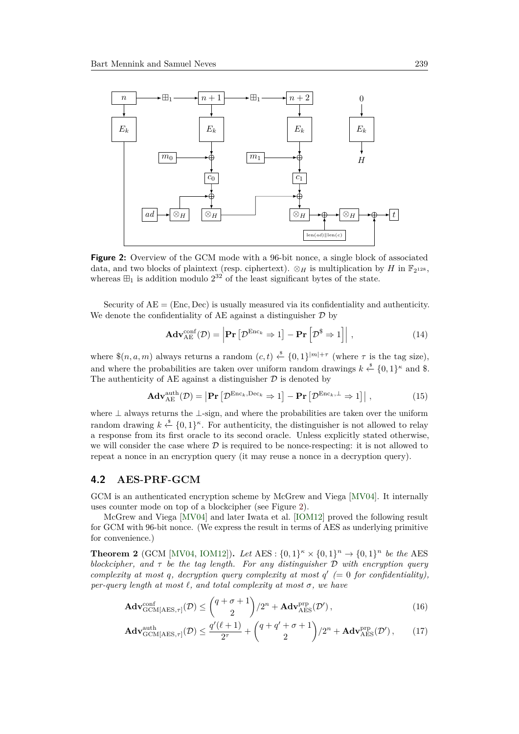**Figure 2:** Overview of the GCM mode with a 96-bit nonce, a single block of associated data, and two blocks of plaintext (resp. ciphertext). $\otimes_H$ is multiplication by $H$ in $\mathbb{F}_{2^{128}}$, whereas $\boxplus_1$ is addition modulo $2^{32}$ of the least significant bytes of the state.

Security of $\mathrm{AE} = (\mathrm{Enc}, \mathrm{Dec})$ is usually measured via its confidentiality and authenticity. We denote the confidentiality of AE against a distinguisher $\mathcal{D}$ by

$$\mathbf{Adv}^{\mathrm{conf}}_{\mathrm{AE}}(\mathcal{D}) = \left|\mathbf{Pr}\left[\mathcal{D}^{\mathrm{Enc}_k} \Rightarrow 1\right] - \mathbf{Pr}\left[\mathcal{D}^{\$} \Rightarrow 1\right]\right| , \tag{14}$$

where $\$(n, a, m)$ always returns a random $(c, t) \xleftarrow{\$} \{0,1\}^{|m|+\tau}$ (where $\tau$ is the tag size), and where the probabilities are taken over uniform random drawings $k \xleftarrow{\$} \{0,1\}^{\kappa}$ and \$. The authenticity of AE against a distinguisher $\mathcal{D}$ is denoted by

$$\mathbf{Adv}^{\mathrm{auth}}_{\mathrm{AE}}(\mathcal{D}) = \left|\mathbf{Pr}\left[\mathcal{D}^{\mathrm{Enc}_k, \mathrm{Dec}_k} \Rightarrow 1\right] - \mathbf{Pr}\left[\mathcal{D}^{\mathrm{Enc}_k, \perp} \Rightarrow 1\right]\right| , \tag{15}$$

where $\perp$ always returns the $\perp$-sign, and where the probabilities are taken over the uniform random drawing $k \xleftarrow{\$} \{0,1\}^{\kappa}$. For authenticity, the distinguisher is not allowed to relay a response from its first oracle to its second oracle. Unless explicitly stated otherwise, we will consider the case where $\mathcal{D}$ is required to be nonce-respecting: it is not allowed to repeat a nonce in an encryption query (it may reuse a nonce in a decryption query).

## 4.2 AES-PRF-GCM

GCM is an authenticated encryption scheme by McGrew and Viega [MV04]. It internally uses counter mode on top of a blockcipher (see Figure 2).

McGrew and Viega [MV04] and later Iwata et al. [IOM12] proved the following result for GCM with 96-bit nonce. (We express the result in terms of AES as underlying primitive for convenience.)

**Theorem 2** (GCM [MV04, IOM12])**.** *Let* $\mathrm{AES} : \{0,1\}^{\kappa} \times \{0,1\}^{n} \to \{0,1\}^{n}$ *be the* AES *blockcipher, and* $\tau$ *be the tag length. For any distinguisher* $\mathcal{D}$ *with encryption query complexity at most* $q$*, decryption query complexity at most* $q'$ *(*$= 0$ *for confidentiality), per-query length at most* $\ell$*, and total complexity at most* $\sigma$*, we have*

$$\mathbf{Adv}^{\mathrm{conf}}_{\mathrm{GCM}[\mathrm{AES},\tau]}(\mathcal{D}) \leq \binom{q+\sigma+1}{2}/2^n + \mathbf{Adv}^{\mathrm{prp}}_{\mathrm{AES}}(\mathcal{D}') , \tag{16}$$

$$\mathbf{Adv}^{\mathrm{auth}}_{\mathrm{GCM}[\mathrm{AES},\tau]}(\mathcal{D}) \leq \frac{q'(\ell+1)}{2^{\tau}} + \binom{q+q'+\sigma+1}{2}/2^n + \mathbf{Adv}^{\mathrm{prp}}_{\mathrm{AES}}(\mathcal{D}') , \tag{17}$$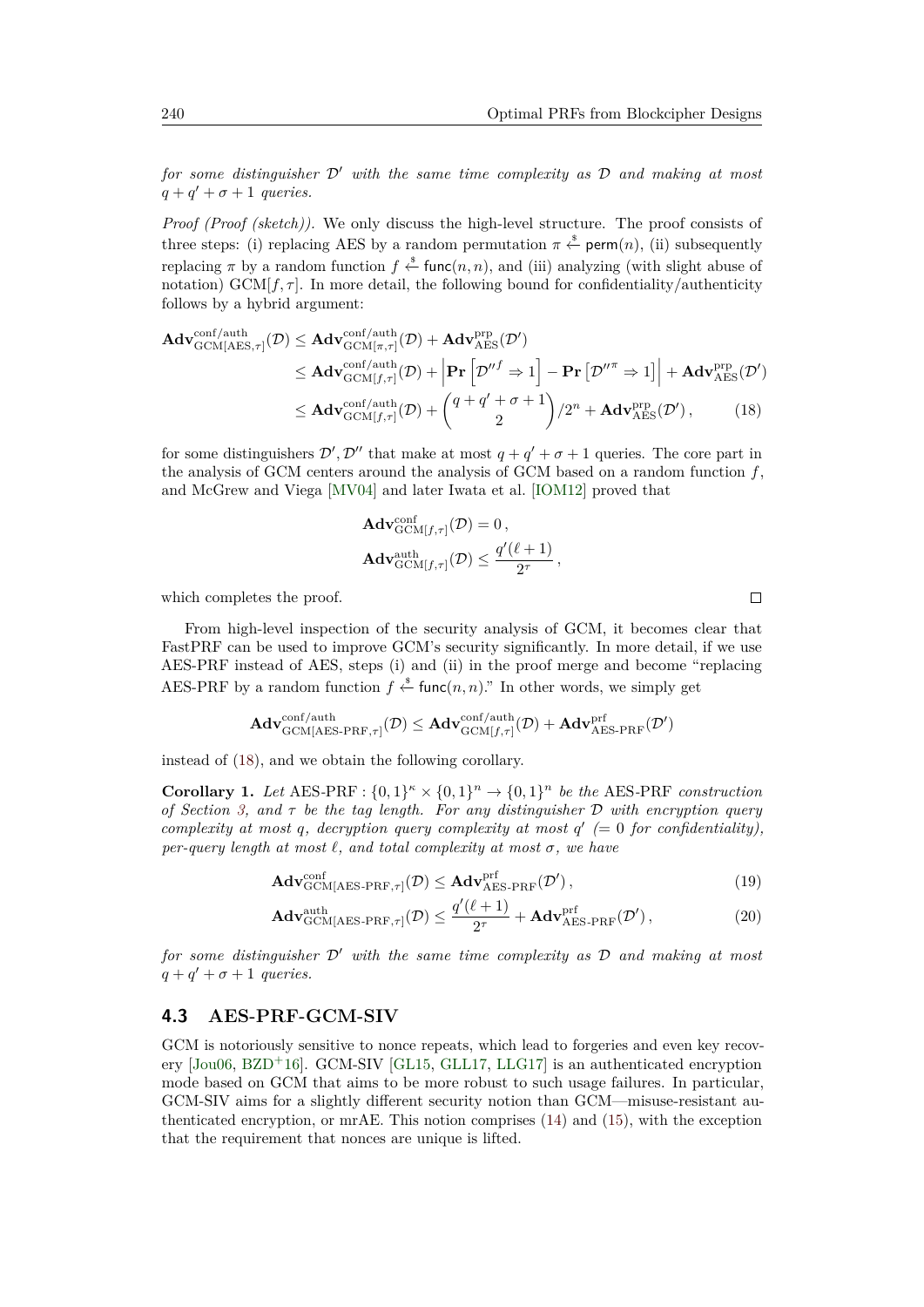*for some distinguisher $\mathcal{D}'$ with the same time complexity as $\mathcal{D}$ and making at most $q + q' + \sigma + 1$ queries.*

*Proof (Proof (sketch)).* We only discuss the high-level structure. The proof consists of three steps: (i) replacing AES by a random permutation $\pi \xleftarrow{\$} \mathsf{perm}(n)$, (ii) subsequently replacing $\pi$ by a random function $f \xleftarrow{\$} \mathsf{func}(n, n)$, and (iii) analyzing (with slight abuse of notation) $\mathrm{GCM}[f, \tau]$. In more detail, the following bound for confidentiality/authenticity follows by a hybrid argument:

$$\begin{aligned}
\mathbf{Adv}^{\mathrm{conf/auth}}_{\mathrm{GCM}[\mathrm{AES},\tau]}(\mathcal{D}) &\leq \mathbf{Adv}^{\mathrm{conf/auth}}_{\mathrm{GCM}[\pi,\tau]}(\mathcal{D}) + \mathbf{Adv}^{\mathrm{prp}}_{\mathrm{AES}}(\mathcal{D}') \\
&\leq \mathbf{Adv}^{\mathrm{conf/auth}}_{\mathrm{GCM}[f,\tau]}(\mathcal{D}) + \left| \mathbf{Pr}\left[\mathcal{D}''^{f} \Rightarrow 1\right] - \mathbf{Pr}\left[\mathcal{D}''^{\pi} \Rightarrow 1\right] \right| + \mathbf{Adv}^{\mathrm{prp}}_{\mathrm{AES}}(\mathcal{D}') \\
&\leq \mathbf{Adv}^{\mathrm{conf/auth}}_{\mathrm{GCM}[f,\tau]}(\mathcal{D}) + \binom{q + q' + \sigma + 1}{2} / 2^n + \mathbf{Adv}^{\mathrm{prp}}_{\mathrm{AES}}(\mathcal{D}') \,, \qquad (18)
\end{aligned}$$

for some distinguishers $\mathcal{D}', \mathcal{D}''$ that make at most $q + q' + \sigma + 1$ queries. The core part in the analysis of GCM centers around the analysis of GCM based on a random function $f$, and McGrew and Viega [MV04] and later Iwata et al. [IOM12] proved that

$$\begin{aligned}
\mathbf{Adv}^{\mathrm{conf}}_{\mathrm{GCM}[f,\tau]}(\mathcal{D}) &= 0 \,, \\
\mathbf{Adv}^{\mathrm{auth}}_{\mathrm{GCM}[f,\tau]}(\mathcal{D}) &\leq \frac{q'(\ell + 1)}{2^\tau} \,,
\end{aligned}$$

which completes the proof. □

From high-level inspection of the security analysis of GCM, it becomes clear that FastPRF can be used to improve GCM's security significantly. In more detail, if we use AES-PRF instead of AES, steps (i) and (ii) in the proof merge and become "replacing AES-PRF by a random function $f \xleftarrow{\$} \mathsf{func}(n, n)$." In other words, we simply get

$$\mathbf{Adv}^{\mathrm{conf/auth}}_{\mathrm{GCM}[\mathrm{AES\text{-}PRF},\tau]}(\mathcal{D}) \leq \mathbf{Adv}^{\mathrm{conf/auth}}_{\mathrm{GCM}[f,\tau]}(\mathcal{D}) + \mathbf{Adv}^{\mathrm{prf}}_{\mathrm{AES\text{-}PRF}}(\mathcal{D}')$$

instead of (18), and we obtain the following corollary.

**Corollary 1.** *Let* $\mathrm{AES\text{-}PRF} : \{0,1\}^\kappa \times \{0,1\}^n \to \{0,1\}^n$ *be the* AES-PRF *construction of Section 3, and $\tau$ be the tag length. For any distinguisher $\mathcal{D}$ with encryption query complexity at most $q$, decryption query complexity at most $q'$ ($= 0$ for confidentiality), per-query length at most $\ell$, and total complexity at most $\sigma$, we have*

$$\mathbf{Adv}^{\mathrm{conf}}_{\mathrm{GCM}[\mathrm{AES\text{-}PRF},\tau]}(\mathcal{D}) \leq \mathbf{Adv}^{\mathrm{prf}}_{\mathrm{AES\text{-}PRF}}(\mathcal{D}') \,, \qquad (19)$$

$$\mathbf{Adv}^{\mathrm{auth}}_{\mathrm{GCM}[\mathrm{AES\text{-}PRF},\tau]}(\mathcal{D}) \leq \frac{q'(\ell + 1)}{2^\tau} + \mathbf{Adv}^{\mathrm{prf}}_{\mathrm{AES\text{-}PRF}}(\mathcal{D}') \,, \qquad (20)$$

*for some distinguisher $\mathcal{D}'$ with the same time complexity as $\mathcal{D}$ and making at most $q + q' + \sigma + 1$ queries.*

### 4.3 AES-PRF-GCM-SIV

GCM is notoriously sensitive to nonce repeats, which lead to forgeries and even key recovery [Jou06, BZD+16]. GCM-SIV [GL15, GLL17, LLG17] is an authenticated encryption mode based on GCM that aims to be more robust to such usage failures. In particular, GCM-SIV aims for a slightly different security notion than GCM—misuse-resistant authenticated encryption, or mrAE. This notion comprises (14) and (15), with the exception that the requirement that nonces are unique is lifted.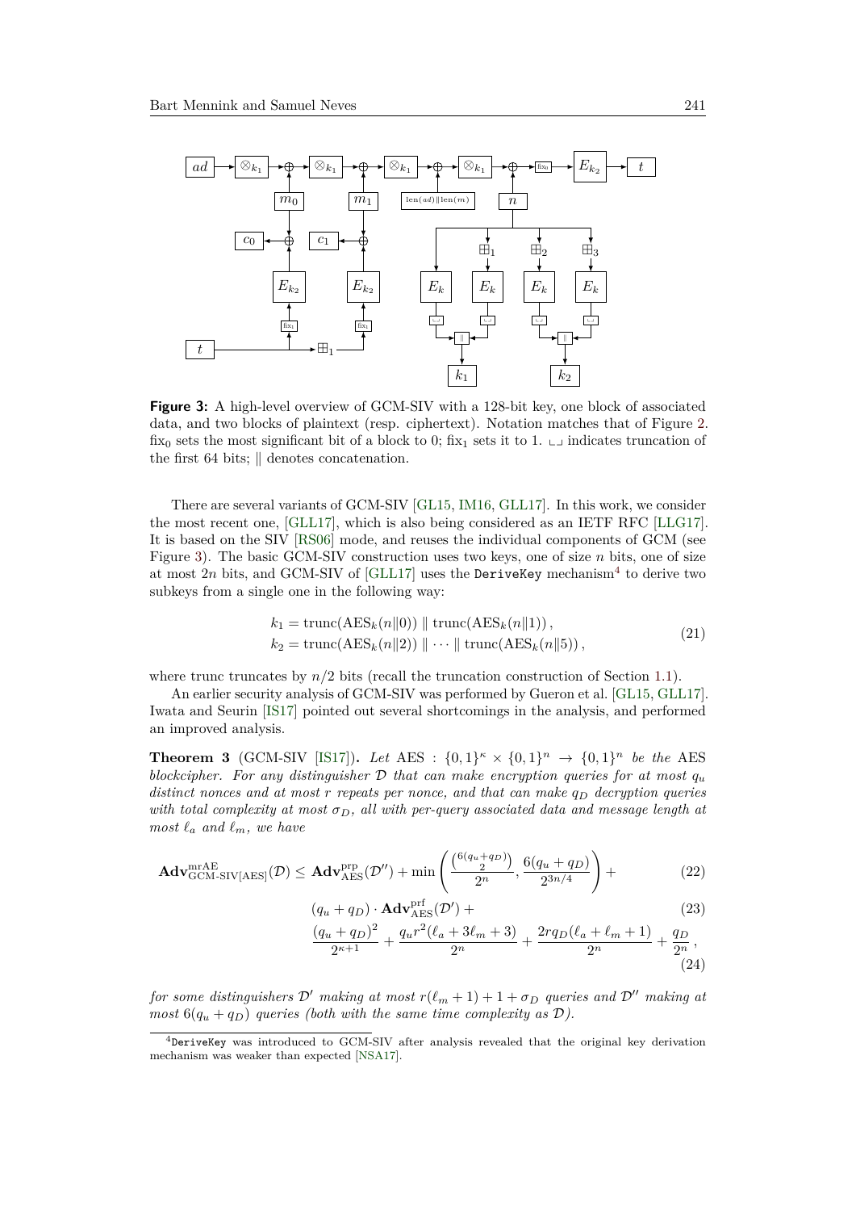**Figure 3:** A high-level overview of GCM-SIV with a 128-bit key, one block of associated data, and two blocks of plaintext (resp. ciphertext). Notation matches that of Figure 2. $\text{fix}_0$ sets the most significant bit of a block to 0; $\text{fix}_1$ sets it to 1. $\llcorner\lrcorner$ indicates truncation of the first 64 bits; $\|$ denotes concatenation.

There are several variants of GCM-SIV [GL15, IM16, GLL17]. In this work, we consider the most recent one, [GLL17], which is also being considered as an IETF RFC [LLG17]. It is based on the SIV [RS06] mode, and reuses the individual components of GCM (see Figure 3). The basic GCM-SIV construction uses two keys, one of size $n$ bits, one of size at most $2n$ bits, and GCM-SIV of [GLL17] uses the `DeriveKey` mechanism[4] to derive two subkeys from a single one in the following way:

$$\begin{aligned} k_1 &= \text{trunc}(\text{AES}_k(n\|0)) \,\|\, \text{trunc}(\text{AES}_k(n\|1)), \\ k_2 &= \text{trunc}(\text{AES}_k(n\|2)) \,\|\, \cdots \,\|\, \text{trunc}(\text{AES}_k(n\|5)), \end{aligned} \tag{21}$$

where trunc truncates by $n/2$ bits (recall the truncation construction of Section 1.1).

An earlier security analysis of GCM-SIV was performed by Gueron et al. [GL15, GLL17]. Iwata and Seurin [IS17] pointed out several shortcomings in the analysis, and performed an improved analysis.

**Theorem 3** (GCM-SIV [IS17])**.** *Let* $\text{AES} : \{0,1\}^\kappa \times \{0,1\}^n \to \{0,1\}^n$ *be the* AES *blockcipher. For any distinguisher $\mathcal{D}$ that can make encryption queries for at most $q_u$ distinct nonces and at most $r$ repeats per nonce, and that can make $q_D$ decryption queries with total complexity at most $\sigma_D$, all with per-query associated data and message length at most $\ell_a$ and $\ell_m$, we have*

$$\mathbf{Adv}^{\text{mrAE}}_{\text{GCM-SIV[AES]}}(\mathcal{D}) \leq \mathbf{Adv}^{\text{prp}}_{\text{AES}}(\mathcal{D}'') + \min\left(\frac{\binom{6(q_u+q_D)}{2}}{2^n}, \frac{6(q_u+q_D)}{2^{3n/4}}\right) + \tag{22}$$

$$(q_u+q_D) \cdot \mathbf{Adv}^{\text{prf}}_{\text{AES}}(\mathcal{D}') + \tag{23}$$

$$\frac{(q_u+q_D)^2}{2^{\kappa+1}} + \frac{q_u r^2(\ell_a+3\ell_m+3)}{2^n} + \frac{2rq_D(\ell_a+\ell_m+1)}{2^n} + \frac{q_D}{2^n}, \tag{24}$$

*for some distinguishers $\mathcal{D}'$ making at most $r(\ell_m+1)+1+\sigma_D$ queries and $\mathcal{D}''$ making at most $6(q_u+q_D)$ queries (both with the same time complexity as $\mathcal{D}$).*

[4] `DeriveKey` was introduced to GCM-SIV after analysis revealed that the original key derivation mechanism was weaker than expected [NSA17].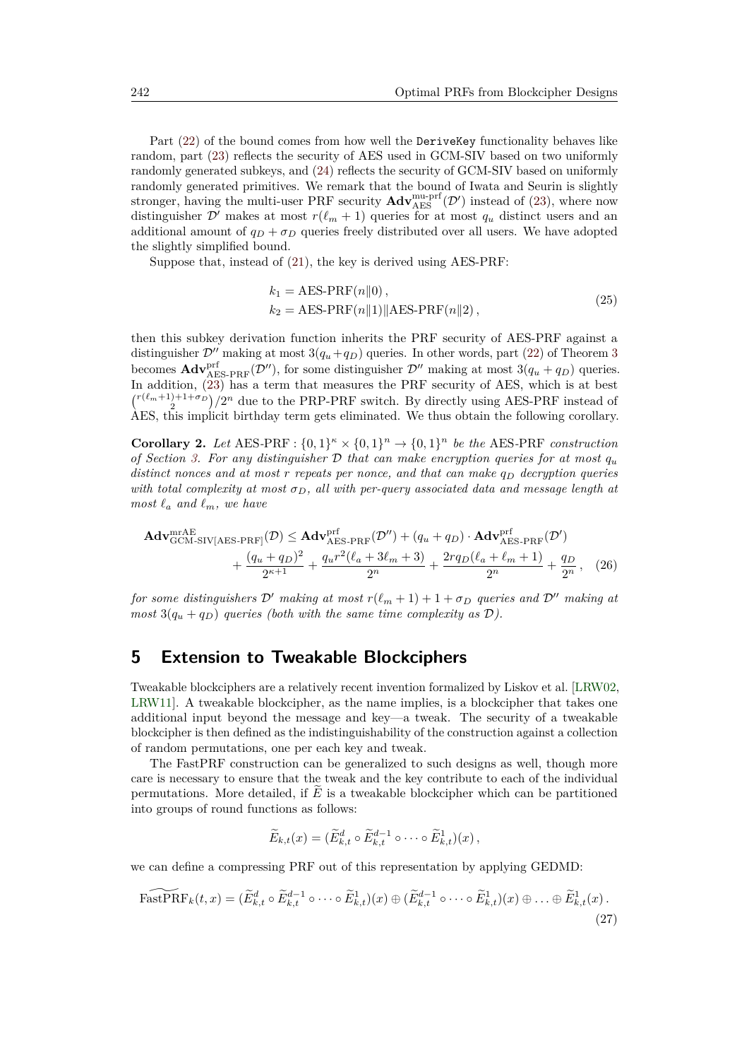Part (22) of the bound comes from how well the `DeriveKey` functionality behaves like random, part (23) reflects the security of AES used in GCM-SIV based on two uniformly randomly generated subkeys, and (24) reflects the security of GCM-SIV based on uniformly randomly generated primitives. We remark that the bound of Iwata and Seurin is slightly stronger, having the multi-user PRF security $\mathbf{Adv}^{\text{mu-prf}}_{\text{AES}}(\mathcal{D}')$ instead of (23), where now distinguisher $\mathcal{D}'$ makes at most $r(\ell_m + 1)$ queries for at most $q_u$ distinct users and an additional amount of $q_D + \sigma_D$ queries freely distributed over all users. We have adopted the slightly simplified bound.

Suppose that, instead of (21), the key is derived using AES-PRF:

$$
\begin{aligned}
k_1 &= \text{AES-PRF}(n\|0)\,,\\
k_2 &= \text{AES-PRF}(n\|1)\|\text{AES-PRF}(n\|2)\,,
\end{aligned}
\tag{25}
$$

then this subkey derivation function inherits the PRF security of AES-PRF against a distinguisher $\mathcal{D}''$ making at most $3(q_u + q_D)$ queries. In other words, part (22) of Theorem 3 becomes $\mathbf{Adv}^{\text{prf}}_{\text{AES-PRF}}(\mathcal{D}'')$, for some distinguisher $\mathcal{D}''$ making at most $3(q_u + q_D)$ queries. In addition, (23) has a term that measures the PRF security of AES, which is at best $\binom{r(\ell_m+1)+1+\sigma_D}{2}/2^n$ due to the PRP-PRF switch. By directly using AES-PRF instead of AES, this implicit birthday term gets eliminated. We thus obtain the following corollary.

**Corollary 2.** *Let* $\text{AES-PRF} : \{0,1\}^\kappa \times \{0,1\}^n \to \{0,1\}^n$ *be the* AES-PRF *construction of Section 3. For any distinguisher $\mathcal{D}$ that can make encryption queries for at most $q_u$ distinct nonces and at most $r$ repeats per nonce, and that can make $q_D$ decryption queries with total complexity at most $\sigma_D$, all with per-query associated data and message length at most $\ell_a$ and $\ell_m$, we have*

$$
\begin{aligned}
\mathbf{Adv}^{\text{mrAE}}_{\text{GCM-SIV[AES-PRF]}}(\mathcal{D}) \leq{}& \mathbf{Adv}^{\text{prf}}_{\text{AES-PRF}}(\mathcal{D}'') + (q_u + q_D) \cdot \mathbf{Adv}^{\text{prf}}_{\text{AES-PRF}}(\mathcal{D}')\\
&+ \frac{(q_u + q_D)^2}{2^{\kappa+1}} + \frac{q_u r^2(\ell_a + 3\ell_m + 3)}{2^n} + \frac{2rq_D(\ell_a + \ell_m + 1)}{2^n} + \frac{q_D}{2^n}\,,
\end{aligned}
\tag{26}
$$

*for some distinguishers $\mathcal{D}'$ making at most $r(\ell_m + 1) + 1 + \sigma_D$ queries and $\mathcal{D}''$ making at most $3(q_u + q_D)$ queries (both with the same time complexity as $\mathcal{D}$).*

## 5 Extension to Tweakable Blockciphers

Tweakable blockciphers are a relatively recent invention formalized by Liskov et al. [LRW02, LRW11]. A tweakable blockcipher, as the name implies, is a blockcipher that takes one additional input beyond the message and key—a tweak. The security of a tweakable blockcipher is then defined as the indistinguishability of the construction against a collection of random permutations, one per each key and tweak.

The FastPRF construction can be generalized to such designs as well, though more care is necessary to ensure that the tweak and the key contribute to each of the individual permutations. More detailed, if $\widetilde{E}$ is a tweakable blockcipher which can be partitioned into groups of round functions as follows:

$$
\widetilde{E}_{k,t}(x) = (\widetilde{E}^d_{k,t} \circ \widetilde{E}^{d-1}_{k,t} \circ \cdots \circ \widetilde{E}^1_{k,t})(x)\,,
$$

we can define a compressing PRF out of this representation by applying GEDMD:

$$
\widetilde{\text{FastPRF}}_k(t, x) = (\widetilde{E}^d_{k,t} \circ \widetilde{E}^{d-1}_{k,t} \circ \cdots \circ \widetilde{E}^1_{k,t})(x) \oplus (\widetilde{E}^{d-1}_{k,t} \circ \cdots \circ \widetilde{E}^1_{k,t})(x) \oplus \ldots \oplus \widetilde{E}^1_{k,t}(x)\,.
\tag{27}
$$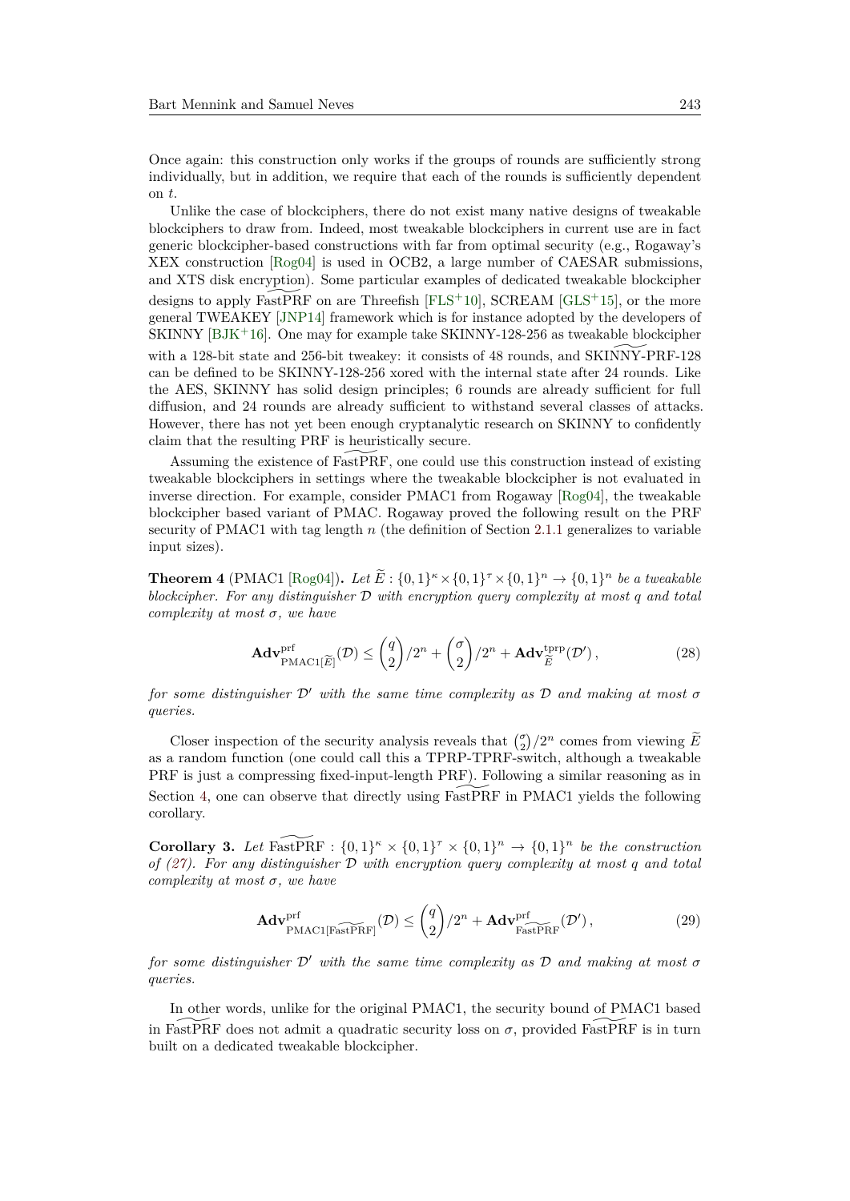Once again: this construction only works if the groups of rounds are sufficiently strong individually, but in addition, we require that each of the rounds is sufficiently dependent on $t$.

Unlike the case of blockciphers, there do not exist many native designs of tweakable blockciphers to draw from. Indeed, most tweakable blockciphers in current use are in fact generic blockcipher-based constructions with far from optimal security (e.g., Rogaway's XEX construction [Rog04] is used in OCB2, a large number of CAESAR submissions, and XTS disk encryption). Some particular examples of dedicated tweakable blockcipher designs to apply $\widetilde{\text{FastPRF}}$ on are Threefish [FLS+10], SCREAM [GLS+15], or the more general TWEAKEY [JNP14] framework which is for instance adopted by the developers of SKINNY [BJK+16]. One may for example take SKINNY-128-256 as tweakable blockcipher with a 128-bit state and 256-bit tweakey: it consists of 48 rounds, and $\widetilde{\text{SKINNY}}$-PRF-128 can be defined to be SKINNY-128-256 xored with the internal state after 24 rounds. Like the AES, SKINNY has solid design principles; 6 rounds are already sufficient for full diffusion, and 24 rounds are already sufficient to withstand several classes of attacks. However, there has not yet been enough cryptanalytic research on SKINNY to confidently claim that the resulting PRF is heuristically secure.

Assuming the existence of $\widetilde{\text{FastPRF}}$, one could use this construction instead of existing tweakable blockciphers in settings where the tweakable blockcipher is not evaluated in inverse direction. For example, consider PMAC1 from Rogaway [Rog04], the tweakable blockcipher based variant of PMAC. Rogaway proved the following result on the PRF security of PMAC1 with tag length $n$ (the definition of Section 2.1.1 generalizes to variable input sizes).

**Theorem 4** (PMAC1 [Rog04])**.** *Let $\widetilde{E} : \{0,1\}^\kappa \times \{0,1\}^\tau \times \{0,1\}^n \to \{0,1\}^n$ be a tweakable blockcipher. For any distinguisher $\mathcal{D}$ with encryption query complexity at most $q$ and total complexity at most $\sigma$, we have*

$$\mathbf{Adv}^{\text{prf}}_{\text{PMAC1}[\widetilde{E}]}(\mathcal{D}) \leq \binom{q}{2}/2^n + \binom{\sigma}{2}/2^n + \mathbf{Adv}^{\text{tprp}}_{\widetilde{E}}(\mathcal{D}'), \tag{28}$$

*for some distinguisher $\mathcal{D}'$ with the same time complexity as $\mathcal{D}$ and making at most $\sigma$ queries.*

Closer inspection of the security analysis reveals that $\binom{\sigma}{2}/2^n$ comes from viewing $\widetilde{E}$ as a random function (one could call this a TPRP-TPRF-switch, although a tweakable PRF is just a compressing fixed-input-length PRF). Following a similar reasoning as in Section 4, one can observe that directly using $\widetilde{\text{FastPRF}}$ in PMAC1 yields the following corollary.

**Corollary 3.** *Let $\widetilde{\text{FastPRF}} : \{0,1\}^\kappa \times \{0,1\}^\tau \times \{0,1\}^n \to \{0,1\}^n$ be the construction of (27). For any distinguisher $\mathcal{D}$ with encryption query complexity at most $q$ and total complexity at most $\sigma$, we have*

$$\mathbf{Adv}^{\text{prf}}_{\text{PMAC1}[\widetilde{\text{FastPRF}}]}(\mathcal{D}) \leq \binom{q}{2}/2^n + \mathbf{Adv}^{\text{prf}}_{\widetilde{\text{FastPRF}}}(\mathcal{D}'), \tag{29}$$

*for some distinguisher $\mathcal{D}'$ with the same time complexity as $\mathcal{D}$ and making at most $\sigma$ queries.*

In other words, unlike for the original PMAC1, the security bound of PMAC1 based in $\widetilde{\text{FastPRF}}$ does not admit a quadratic security loss on $\sigma$, provided $\widetilde{\text{FastPRF}}$ is in turn built on a dedicated tweakable blockcipher.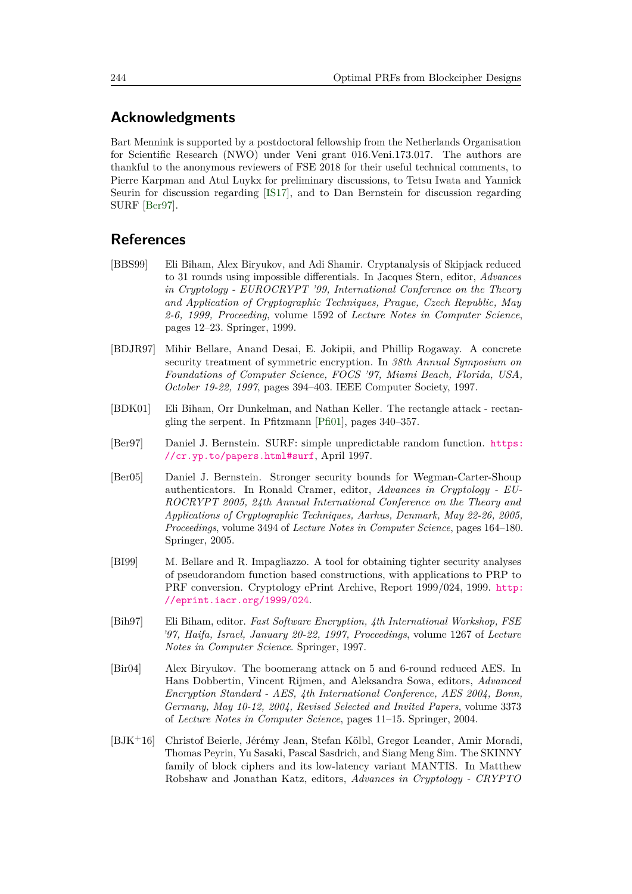## Acknowledgments

Bart Mennink is supported by a postdoctoral fellowship from the Netherlands Organisation for Scientific Research (NWO) under Veni grant 016.Veni.173.017. The authors are thankful to the anonymous reviewers of FSE 2018 for their useful technical comments, to Pierre Karpman and Atul Luykx for preliminary discussions, to Tetsu Iwata and Yannick Seurin for discussion regarding [IS17], and to Dan Bernstein for discussion regarding SURF [Ber97].

## References

[BBS99] Eli Biham, Alex Biryukov, and Adi Shamir. Cryptanalysis of Skipjack reduced to 31 rounds using impossible differentials. In Jacques Stern, editor, *Advances in Cryptology - EUROCRYPT '99, International Conference on the Theory and Application of Cryptographic Techniques, Prague, Czech Republic, May 2-6, 1999, Proceeding*, volume 1592 of *Lecture Notes in Computer Science*, pages 12–23. Springer, 1999.

[BDJR97] Mihir Bellare, Anand Desai, E. Jokipii, and Phillip Rogaway. A concrete security treatment of symmetric encryption. In *38th Annual Symposium on Foundations of Computer Science, FOCS '97, Miami Beach, Florida, USA, October 19-22, 1997*, pages 394–403. IEEE Computer Society, 1997.

[BDK01] Eli Biham, Orr Dunkelman, and Nathan Keller. The rectangle attack - rectangling the serpent. In Pfitzmann [Pfi01], pages 340–357.

[Ber97] Daniel J. Bernstein. SURF: simple unpredictable random function. https://cr.yp.to/papers.html#surf, April 1997.

[Ber05] Daniel J. Bernstein. Stronger security bounds for Wegman-Carter-Shoup authenticators. In Ronald Cramer, editor, *Advances in Cryptology - EUROCRYPT 2005, 24th Annual International Conference on the Theory and Applications of Cryptographic Techniques, Aarhus, Denmark, May 22-26, 2005, Proceedings*, volume 3494 of *Lecture Notes in Computer Science*, pages 164–180. Springer, 2005.

[BI99] M. Bellare and R. Impagliazzo. A tool for obtaining tighter security analyses of pseudorandom function based constructions, with applications to PRP to PRF conversion. Cryptology ePrint Archive, Report 1999/024, 1999. http://eprint.iacr.org/1999/024.

[Bih97] Eli Biham, editor. *Fast Software Encryption, 4th International Workshop, FSE '97, Haifa, Israel, January 20-22, 1997, Proceedings*, volume 1267 of *Lecture Notes in Computer Science*. Springer, 1997.

[Bir04] Alex Biryukov. The boomerang attack on 5 and 6-round reduced AES. In Hans Dobbertin, Vincent Rijmen, and Aleksandra Sowa, editors, *Advanced Encryption Standard - AES, 4th International Conference, AES 2004, Bonn, Germany, May 10-12, 2004, Revised Selected and Invited Papers*, volume 3373 of *Lecture Notes in Computer Science*, pages 11–15. Springer, 2004.

[BJK+16] Christof Beierle, Jérémy Jean, Stefan Kölbl, Gregor Leander, Amir Moradi, Thomas Peyrin, Yu Sasaki, Pascal Sasdrich, and Siang Meng Sim. The SKINNY family of block ciphers and its low-latency variant MANTIS. In Matthew Robshaw and Jonathan Katz, editors, *Advances in Cryptology - CRYPTO*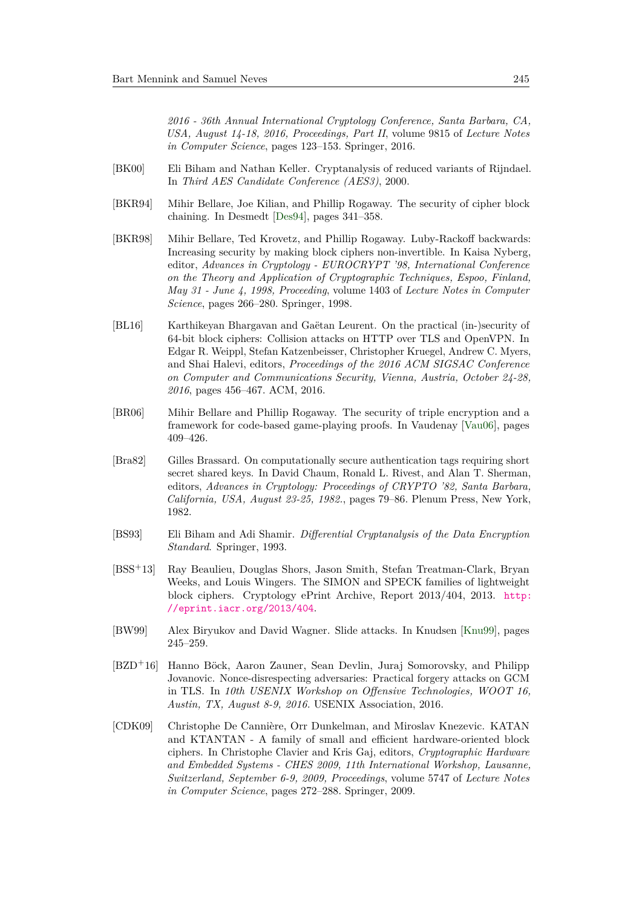*2016 - 36th Annual International Cryptology Conference, Santa Barbara, CA, USA, August 14-18, 2016, Proceedings, Part II*, volume 9815 of *Lecture Notes in Computer Science*, pages 123–153. Springer, 2016.

[BK00] Eli Biham and Nathan Keller. Cryptanalysis of reduced variants of Rijndael. In *Third AES Candidate Conference (AES3)*, 2000.

[BKR94] Mihir Bellare, Joe Kilian, and Phillip Rogaway. The security of cipher block chaining. In Desmedt [Des94], pages 341–358.

[BKR98] Mihir Bellare, Ted Krovetz, and Phillip Rogaway. Luby-Rackoff backwards: Increasing security by making block ciphers non-invertible. In Kaisa Nyberg, editor, *Advances in Cryptology - EUROCRYPT '98, International Conference on the Theory and Application of Cryptographic Techniques, Espoo, Finland, May 31 - June 4, 1998, Proceeding*, volume 1403 of *Lecture Notes in Computer Science*, pages 266–280. Springer, 1998.

[BL16] Karthikeyan Bhargavan and Gaëtan Leurent. On the practical (in-)security of 64-bit block ciphers: Collision attacks on HTTP over TLS and OpenVPN. In Edgar R. Weippl, Stefan Katzenbeisser, Christopher Kruegel, Andrew C. Myers, and Shai Halevi, editors, *Proceedings of the 2016 ACM SIGSAC Conference on Computer and Communications Security, Vienna, Austria, October 24-28, 2016*, pages 456–467. ACM, 2016.

[BR06] Mihir Bellare and Phillip Rogaway. The security of triple encryption and a framework for code-based game-playing proofs. In Vaudenay [Vau06], pages 409–426.

[Bra82] Gilles Brassard. On computationally secure authentication tags requiring short secret shared keys. In David Chaum, Ronald L. Rivest, and Alan T. Sherman, editors, *Advances in Cryptology: Proceedings of CRYPTO '82, Santa Barbara, California, USA, August 23-25, 1982.*, pages 79–86. Plenum Press, New York, 1982.

[BS93] Eli Biham and Adi Shamir. *Differential Cryptanalysis of the Data Encryption Standard*. Springer, 1993.

[BSS+13] Ray Beaulieu, Douglas Shors, Jason Smith, Stefan Treatman-Clark, Bryan Weeks, and Louis Wingers. The SIMON and SPECK families of lightweight block ciphers. Cryptology ePrint Archive, Report 2013/404, 2013. http://eprint.iacr.org/2013/404.

[BW99] Alex Biryukov and David Wagner. Slide attacks. In Knudsen [Knu99], pages 245–259.

[BZD+16] Hanno Böck, Aaron Zauner, Sean Devlin, Juraj Somorovsky, and Philipp Jovanovic. Nonce-disrespecting adversaries: Practical forgery attacks on GCM in TLS. In *10th USENIX Workshop on Offensive Technologies, WOOT 16, Austin, TX, August 8-9, 2016*. USENIX Association, 2016.

[CDK09] Christophe De Cannière, Orr Dunkelman, and Miroslav Knezevic. KATAN and KTANTAN - A family of small and efficient hardware-oriented block ciphers. In Christophe Clavier and Kris Gaj, editors, *Cryptographic Hardware and Embedded Systems - CHES 2009, 11th International Workshop, Lausanne, Switzerland, September 6-9, 2009, Proceedings*, volume 5747 of *Lecture Notes in Computer Science*, pages 272–288. Springer, 2009.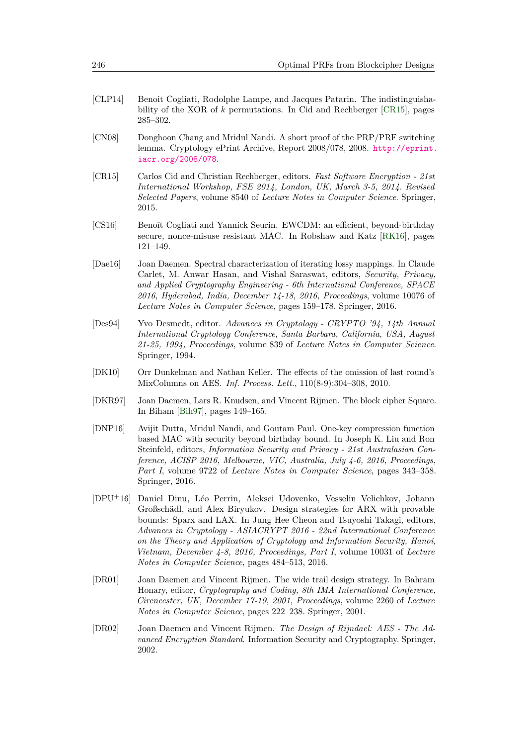[CLP14] Benoit Cogliati, Rodolphe Lampe, and Jacques Patarin. The indistinguishability of the XOR of $k$ permutations. In Cid and Rechberger [CR15], pages 285–302.

[CN08] Donghoon Chang and Mridul Nandi. A short proof of the PRP/PRF switching lemma. Cryptology ePrint Archive, Report 2008/078, 2008. http://eprint.iacr.org/2008/078.

[CR15] Carlos Cid and Christian Rechberger, editors. *Fast Software Encryption - 21st International Workshop, FSE 2014, London, UK, March 3-5, 2014. Revised Selected Papers*, volume 8540 of *Lecture Notes in Computer Science*. Springer, 2015.

[CS16] Benoît Cogliati and Yannick Seurin. EWCDM: an efficient, beyond-birthday secure, nonce-misuse resistant MAC. In Robshaw and Katz [RK16], pages 121–149.

[Dae16] Joan Daemen. Spectral characterization of iterating lossy mappings. In Claude Carlet, M. Anwar Hasan, and Vishal Saraswat, editors, *Security, Privacy, and Applied Cryptography Engineering - 6th International Conference, SPACE 2016, Hyderabad, India, December 14-18, 2016, Proceedings*, volume 10076 of *Lecture Notes in Computer Science*, pages 159–178. Springer, 2016.

[Des94] Yvo Desmedt, editor. *Advances in Cryptology - CRYPTO '94, 14th Annual International Cryptology Conference, Santa Barbara, California, USA, August 21-25, 1994, Proceedings*, volume 839 of *Lecture Notes in Computer Science*. Springer, 1994.

[DK10] Orr Dunkelman and Nathan Keller. The effects of the omission of last round's MixColumns on AES. *Inf. Process. Lett.*, 110(8-9):304–308, 2010.

[DKR97] Joan Daemen, Lars R. Knudsen, and Vincent Rijmen. The block cipher Square. In Biham [Bih97], pages 149–165.

[DNP16] Avijit Dutta, Mridul Nandi, and Goutam Paul. One-key compression function based MAC with security beyond birthday bound. In Joseph K. Liu and Ron Steinfeld, editors, *Information Security and Privacy - 21st Australasian Conference, ACISP 2016, Melbourne, VIC, Australia, July 4-6, 2016, Proceedings, Part I*, volume 9722 of *Lecture Notes in Computer Science*, pages 343–358. Springer, 2016.

[DPU+16] Daniel Dinu, Léo Perrin, Aleksei Udovenko, Vesselin Velichkov, Johann Großschädl, and Alex Biryukov. Design strategies for ARX with provable bounds: Sparx and LAX. In Jung Hee Cheon and Tsuyoshi Takagi, editors, *Advances in Cryptology - ASIACRYPT 2016 - 22nd International Conference on the Theory and Application of Cryptology and Information Security, Hanoi, Vietnam, December 4-8, 2016, Proceedings, Part I*, volume 10031 of *Lecture Notes in Computer Science*, pages 484–513, 2016.

[DR01] Joan Daemen and Vincent Rijmen. The wide trail design strategy. In Bahram Honary, editor, *Cryptography and Coding, 8th IMA International Conference, Cirencester, UK, December 17-19, 2001, Proceedings*, volume 2260 of *Lecture Notes in Computer Science*, pages 222–238. Springer, 2001.

[DR02] Joan Daemen and Vincent Rijmen. *The Design of Rijndael: AES - The Advanced Encryption Standard*. Information Security and Cryptography. Springer, 2002.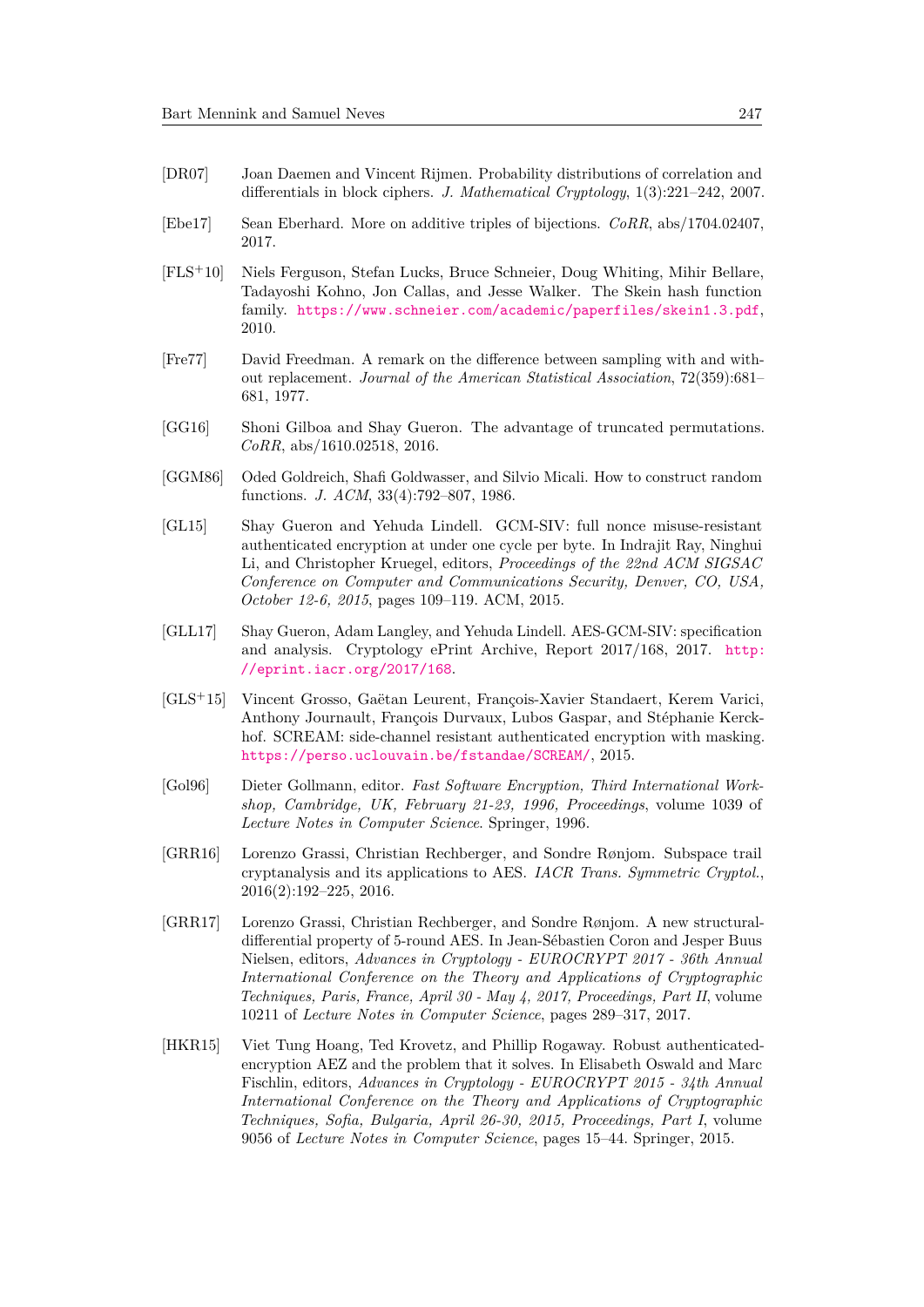[DR07] Joan Daemen and Vincent Rijmen. Probability distributions of correlation and differentials in block ciphers. *J. Mathematical Cryptology*, 1(3):221–242, 2007.

[Ebe17] Sean Eberhard. More on additive triples of bijections. *CoRR*, abs/1704.02407, 2017.

[FLS+10] Niels Ferguson, Stefan Lucks, Bruce Schneier, Doug Whiting, Mihir Bellare, Tadayoshi Kohno, Jon Callas, and Jesse Walker. The Skein hash function family. https://www.schneier.com/academic/paperfiles/skein1.3.pdf, 2010.

[Fre77] David Freedman. A remark on the difference between sampling with and without replacement. *Journal of the American Statistical Association*, 72(359):681–681, 1977.

[GG16] Shoni Gilboa and Shay Gueron. The advantage of truncated permutations. *CoRR*, abs/1610.02518, 2016.

[GGM86] Oded Goldreich, Shafi Goldwasser, and Silvio Micali. How to construct random functions. *J. ACM*, 33(4):792–807, 1986.

[GL15] Shay Gueron and Yehuda Lindell. GCM-SIV: full nonce misuse-resistant authenticated encryption at under one cycle per byte. In Indrajit Ray, Ninghui Li, and Christopher Kruegel, editors, *Proceedings of the 22nd ACM SIGSAC Conference on Computer and Communications Security, Denver, CO, USA, October 12-6, 2015*, pages 109–119. ACM, 2015.

[GLL17] Shay Gueron, Adam Langley, and Yehuda Lindell. AES-GCM-SIV: specification and analysis. Cryptology ePrint Archive, Report 2017/168, 2017. http://eprint.iacr.org/2017/168.

[GLS+15] Vincent Grosso, Gaëtan Leurent, François-Xavier Standaert, Kerem Varici, Anthony Journault, François Durvaux, Lubos Gaspar, and Stéphanie Kerckhof. SCREAM: side-channel resistant authenticated encryption with masking. https://perso.uclouvain.be/fstandae/SCREAM/, 2015.

[Gol96] Dieter Gollmann, editor. *Fast Software Encryption, Third International Workshop, Cambridge, UK, February 21-23, 1996, Proceedings*, volume 1039 of *Lecture Notes in Computer Science*. Springer, 1996.

[GRR16] Lorenzo Grassi, Christian Rechberger, and Sondre Rønjom. Subspace trail cryptanalysis and its applications to AES. *IACR Trans. Symmetric Cryptol.*, 2016(2):192–225, 2016.

[GRR17] Lorenzo Grassi, Christian Rechberger, and Sondre Rønjom. A new structural-differential property of 5-round AES. In Jean-Sébastien Coron and Jesper Buus Nielsen, editors, *Advances in Cryptology - EUROCRYPT 2017 - 36th Annual International Conference on the Theory and Applications of Cryptographic Techniques, Paris, France, April 30 - May 4, 2017, Proceedings, Part II*, volume 10211 of *Lecture Notes in Computer Science*, pages 289–317, 2017.

[HKR15] Viet Tung Hoang, Ted Krovetz, and Phillip Rogaway. Robust authenticated-encryption AEZ and the problem that it solves. In Elisabeth Oswald and Marc Fischlin, editors, *Advances in Cryptology - EUROCRYPT 2015 - 34th Annual International Conference on the Theory and Applications of Cryptographic Techniques, Sofia, Bulgaria, April 26-30, 2015, Proceedings, Part I*, volume 9056 of *Lecture Notes in Computer Science*, pages 15–44. Springer, 2015.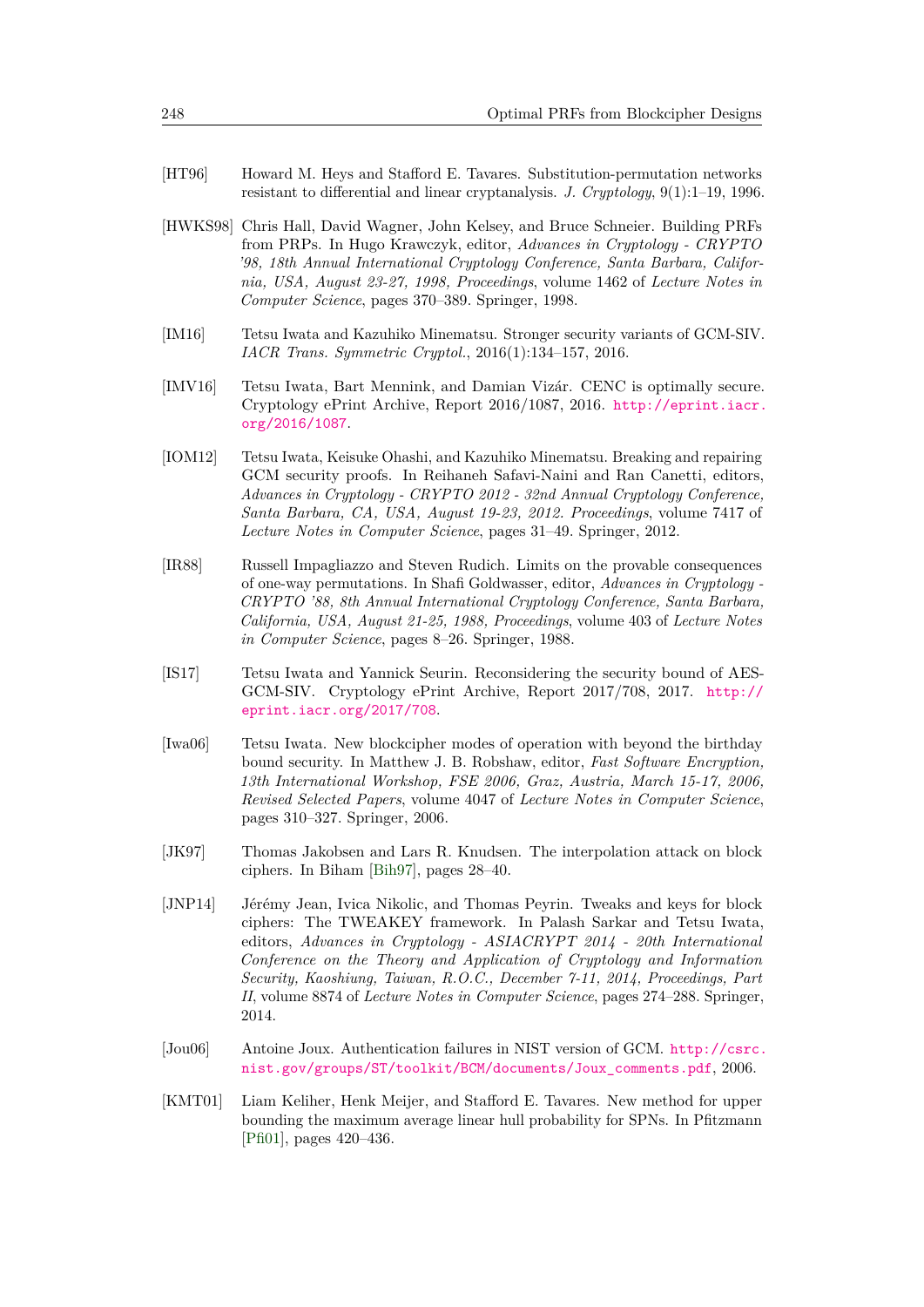[HT96] Howard M. Heys and Stafford E. Tavares. Substitution-permutation networks resistant to differential and linear cryptanalysis. *J. Cryptology*, 9(1):1–19, 1996.

[HWKS98] Chris Hall, David Wagner, John Kelsey, and Bruce Schneier. Building PRFs from PRPs. In Hugo Krawczyk, editor, *Advances in Cryptology - CRYPTO '98, 18th Annual International Cryptology Conference, Santa Barbara, California, USA, August 23-27, 1998, Proceedings*, volume 1462 of *Lecture Notes in Computer Science*, pages 370–389. Springer, 1998.

[IM16] Tetsu Iwata and Kazuhiko Minematsu. Stronger security variants of GCM-SIV. *IACR Trans. Symmetric Cryptol.*, 2016(1):134–157, 2016.

[IMV16] Tetsu Iwata, Bart Mennink, and Damian Vizár. CENC is optimally secure. Cryptology ePrint Archive, Report 2016/1087, 2016. http://eprint.iacr.org/2016/1087.

[IOM12] Tetsu Iwata, Keisuke Ohashi, and Kazuhiko Minematsu. Breaking and repairing GCM security proofs. In Reihaneh Safavi-Naini and Ran Canetti, editors, *Advances in Cryptology - CRYPTO 2012 - 32nd Annual Cryptology Conference, Santa Barbara, CA, USA, August 19-23, 2012. Proceedings*, volume 7417 of *Lecture Notes in Computer Science*, pages 31–49. Springer, 2012.

[IR88] Russell Impagliazzo and Steven Rudich. Limits on the provable consequences of one-way permutations. In Shafi Goldwasser, editor, *Advances in Cryptology - CRYPTO '88, 8th Annual International Cryptology Conference, Santa Barbara, California, USA, August 21-25, 1988, Proceedings*, volume 403 of *Lecture Notes in Computer Science*, pages 8–26. Springer, 1988.

[IS17] Tetsu Iwata and Yannick Seurin. Reconsidering the security bound of AES-GCM-SIV. Cryptology ePrint Archive, Report 2017/708, 2017. http://eprint.iacr.org/2017/708.

[Iwa06] Tetsu Iwata. New blockcipher modes of operation with beyond the birthday bound security. In Matthew J. B. Robshaw, editor, *Fast Software Encryption, 13th International Workshop, FSE 2006, Graz, Austria, March 15-17, 2006, Revised Selected Papers*, volume 4047 of *Lecture Notes in Computer Science*, pages 310–327. Springer, 2006.

[JK97] Thomas Jakobsen and Lars R. Knudsen. The interpolation attack on block ciphers. In Biham [Bih97], pages 28–40.

[JNP14] Jérémy Jean, Ivica Nikolic, and Thomas Peyrin. Tweaks and keys for block ciphers: The TWEAKEY framework. In Palash Sarkar and Tetsu Iwata, editors, *Advances in Cryptology - ASIACRYPT 2014 - 20th International Conference on the Theory and Application of Cryptology and Information Security, Kaoshiung, Taiwan, R.O.C., December 7-11, 2014, Proceedings, Part II*, volume 8874 of *Lecture Notes in Computer Science*, pages 274–288. Springer, 2014.

[Jou06] Antoine Joux. Authentication failures in NIST version of GCM. http://csrc.nist.gov/groups/ST/toolkit/BCM/documents/Joux_comments.pdf, 2006.

[KMT01] Liam Keliher, Henk Meijer, and Stafford E. Tavares. New method for upper bounding the maximum average linear hull probability for SPNs. In Pfitzmann [Pfi01], pages 420–436.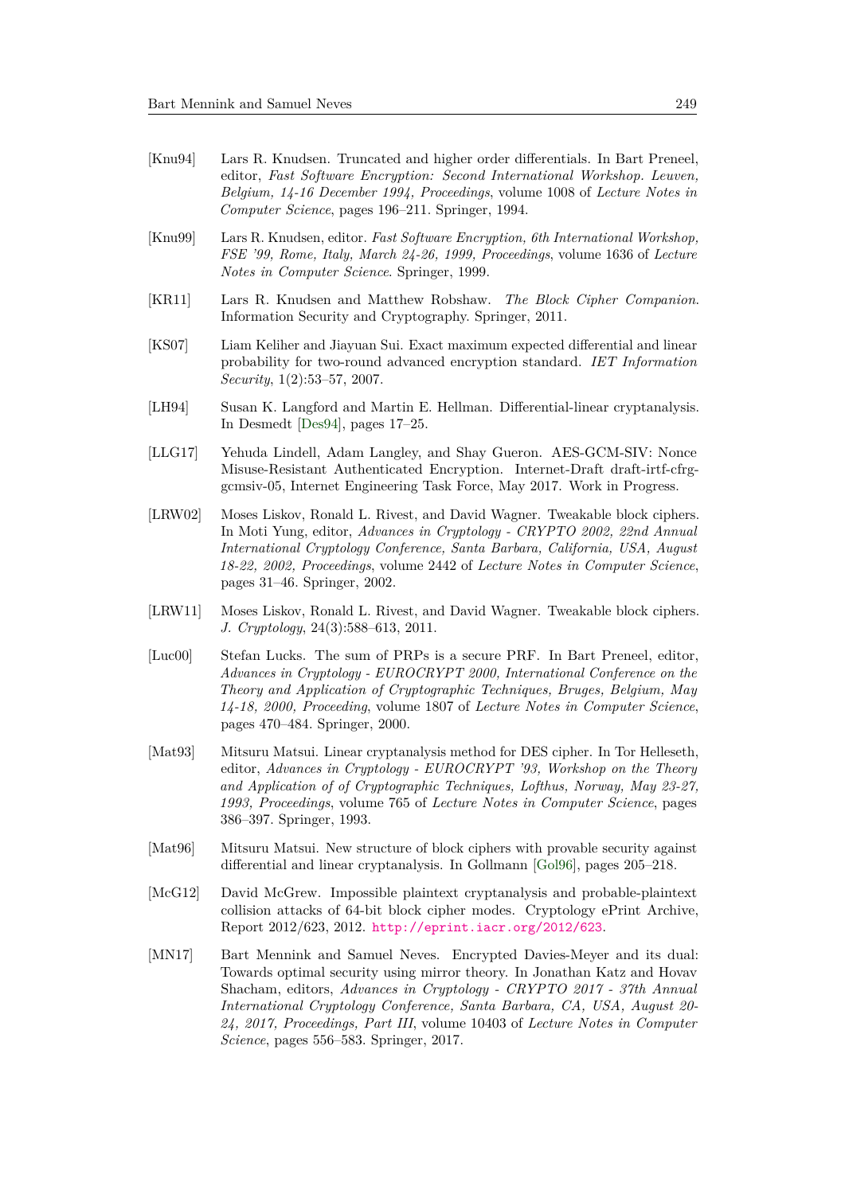[Knu94] Lars R. Knudsen. Truncated and higher order differentials. In Bart Preneel, editor, *Fast Software Encryption: Second International Workshop. Leuven, Belgium, 14-16 December 1994, Proceedings*, volume 1008 of *Lecture Notes in Computer Science*, pages 196–211. Springer, 1994.

[Knu99] Lars R. Knudsen, editor. *Fast Software Encryption, 6th International Workshop, FSE '99, Rome, Italy, March 24-26, 1999, Proceedings*, volume 1636 of *Lecture Notes in Computer Science*. Springer, 1999.

[KR11] Lars R. Knudsen and Matthew Robshaw. *The Block Cipher Companion*. Information Security and Cryptography. Springer, 2011.

[KS07] Liam Keliher and Jiayuan Sui. Exact maximum expected differential and linear probability for two-round advanced encryption standard. *IET Information Security*, 1(2):53–57, 2007.

[LH94] Susan K. Langford and Martin E. Hellman. Differential-linear cryptanalysis. In Desmedt [Des94], pages 17–25.

[LLG17] Yehuda Lindell, Adam Langley, and Shay Gueron. AES-GCM-SIV: Nonce Misuse-Resistant Authenticated Encryption. Internet-Draft draft-irtf-cfrg-gcmsiv-05, Internet Engineering Task Force, May 2017. Work in Progress.

[LRW02] Moses Liskov, Ronald L. Rivest, and David Wagner. Tweakable block ciphers. In Moti Yung, editor, *Advances in Cryptology - CRYPTO 2002, 22nd Annual International Cryptology Conference, Santa Barbara, California, USA, August 18-22, 2002, Proceedings*, volume 2442 of *Lecture Notes in Computer Science*, pages 31–46. Springer, 2002.

[LRW11] Moses Liskov, Ronald L. Rivest, and David Wagner. Tweakable block ciphers. *J. Cryptology*, 24(3):588–613, 2011.

[Luc00] Stefan Lucks. The sum of PRPs is a secure PRF. In Bart Preneel, editor, *Advances in Cryptology - EUROCRYPT 2000, International Conference on the Theory and Application of Cryptographic Techniques, Bruges, Belgium, May 14-18, 2000, Proceeding*, volume 1807 of *Lecture Notes in Computer Science*, pages 470–484. Springer, 2000.

[Mat93] Mitsuru Matsui. Linear cryptanalysis method for DES cipher. In Tor Helleseth, editor, *Advances in Cryptology - EUROCRYPT '93, Workshop on the Theory and Application of of Cryptographic Techniques, Lofthus, Norway, May 23-27, 1993, Proceedings*, volume 765 of *Lecture Notes in Computer Science*, pages 386–397. Springer, 1993.

[Mat96] Mitsuru Matsui. New structure of block ciphers with provable security against differential and linear cryptanalysis. In Gollmann [Gol96], pages 205–218.

[McG12] David McGrew. Impossible plaintext cryptanalysis and probable-plaintext collision attacks of 64-bit block cipher modes. Cryptology ePrint Archive, Report 2012/623, 2012. http://eprint.iacr.org/2012/623.

[MN17] Bart Mennink and Samuel Neves. Encrypted Davies-Meyer and its dual: Towards optimal security using mirror theory. In Jonathan Katz and Hovav Shacham, editors, *Advances in Cryptology - CRYPTO 2017 - 37th Annual International Cryptology Conference, Santa Barbara, CA, USA, August 20-24, 2017, Proceedings, Part III*, volume 10403 of *Lecture Notes in Computer Science*, pages 556–583. Springer, 2017.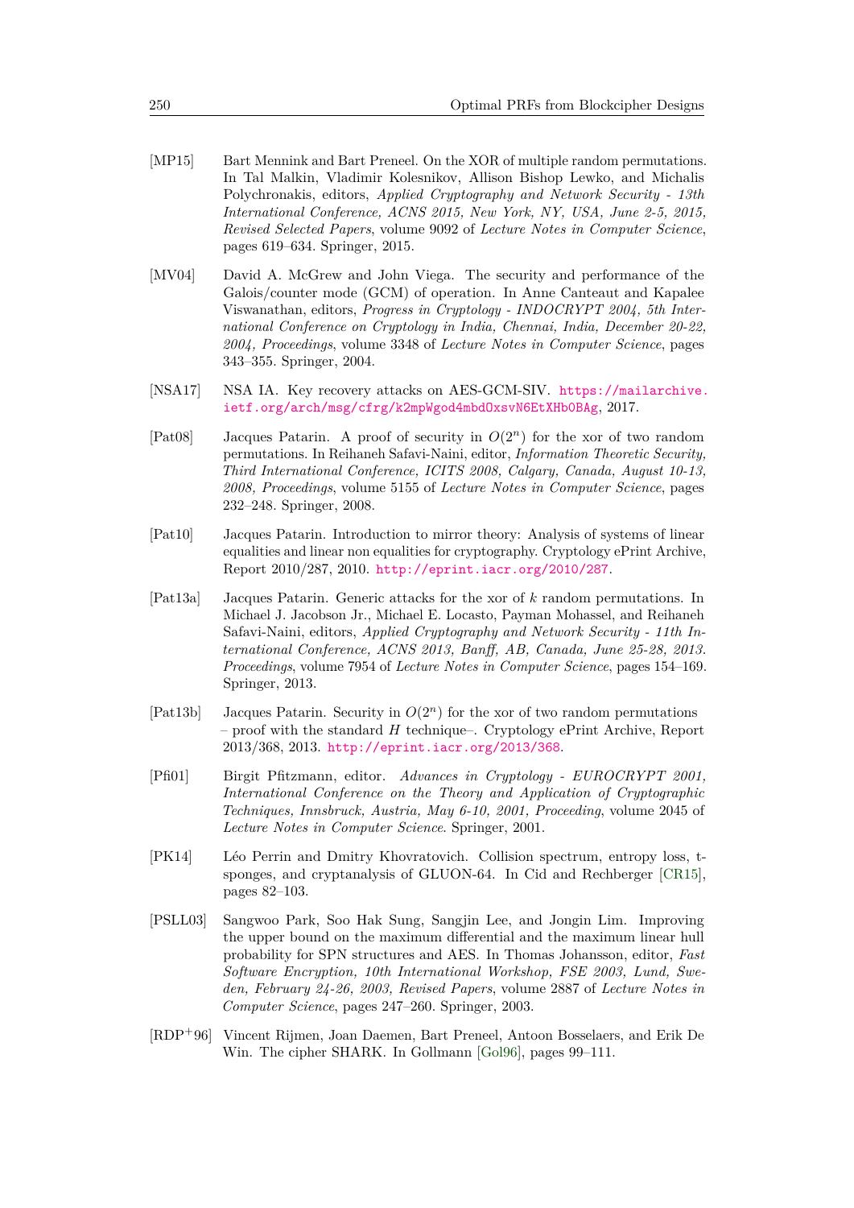[MP15] Bart Mennink and Bart Preneel. On the XOR of multiple random permutations. In Tal Malkin, Vladimir Kolesnikov, Allison Bishop Lewko, and Michalis Polychronakis, editors, *Applied Cryptography and Network Security - 13th International Conference, ACNS 2015, New York, NY, USA, June 2-5, 2015, Revised Selected Papers*, volume 9092 of *Lecture Notes in Computer Science*, pages 619–634. Springer, 2015.

[MV04] David A. McGrew and John Viega. The security and performance of the Galois/counter mode (GCM) of operation. In Anne Canteaut and Kapalee Viswanathan, editors, *Progress in Cryptology - INDOCRYPT 2004, 5th International Conference on Cryptology in India, Chennai, India, December 20-22, 2004, Proceedings*, volume 3348 of *Lecture Notes in Computer Science*, pages 343–355. Springer, 2004.

[NSA17] NSA IA. Key recovery attacks on AES-GCM-SIV. https://mailarchive.ietf.org/arch/msg/cfrg/k2mpWgod4mbdOxsvN6EtXHb0BAg, 2017.

[Pat08] Jacques Patarin. A proof of security in $O(2^n)$ for the xor of two random permutations. In Reihaneh Safavi-Naini, editor, *Information Theoretic Security, Third International Conference, ICITS 2008, Calgary, Canada, August 10-13, 2008, Proceedings*, volume 5155 of *Lecture Notes in Computer Science*, pages 232–248. Springer, 2008.

[Pat10] Jacques Patarin. Introduction to mirror theory: Analysis of systems of linear equalities and linear non equalities for cryptography. Cryptology ePrint Archive, Report 2010/287, 2010. http://eprint.iacr.org/2010/287.

[Pat13a] Jacques Patarin. Generic attacks for the xor of $k$ random permutations. In Michael J. Jacobson Jr., Michael E. Locasto, Payman Mohassel, and Reihaneh Safavi-Naini, editors, *Applied Cryptography and Network Security - 11th International Conference, ACNS 2013, Banff, AB, Canada, June 25-28, 2013. Proceedings*, volume 7954 of *Lecture Notes in Computer Science*, pages 154–169. Springer, 2013.

[Pat13b] Jacques Patarin. Security in $O(2^n)$ for the xor of two random permutations – proof with the standard $H$ technique–. Cryptology ePrint Archive, Report 2013/368, 2013. http://eprint.iacr.org/2013/368.

[Pfi01] Birgit Pfitzmann, editor. *Advances in Cryptology - EUROCRYPT 2001, International Conference on the Theory and Application of Cryptographic Techniques, Innsbruck, Austria, May 6-10, 2001, Proceeding*, volume 2045 of *Lecture Notes in Computer Science*. Springer, 2001.

[PK14] Léo Perrin and Dmitry Khovratovich. Collision spectrum, entropy loss, t-sponges, and cryptanalysis of GLUON-64. In Cid and Rechberger [CR15], pages 82–103.

[PSLL03] Sangwoo Park, Soo Hak Sung, Sangjin Lee, and Jongin Lim. Improving the upper bound on the maximum differential and the maximum linear hull probability for SPN structures and AES. In Thomas Johansson, editor, *Fast Software Encryption, 10th International Workshop, FSE 2003, Lund, Sweden, February 24-26, 2003, Revised Papers*, volume 2887 of *Lecture Notes in Computer Science*, pages 247–260. Springer, 2003.

[RDP+96] Vincent Rijmen, Joan Daemen, Bart Preneel, Antoon Bosselaers, and Erik De Win. The cipher SHARK. In Gollmann [Gol96], pages 99–111.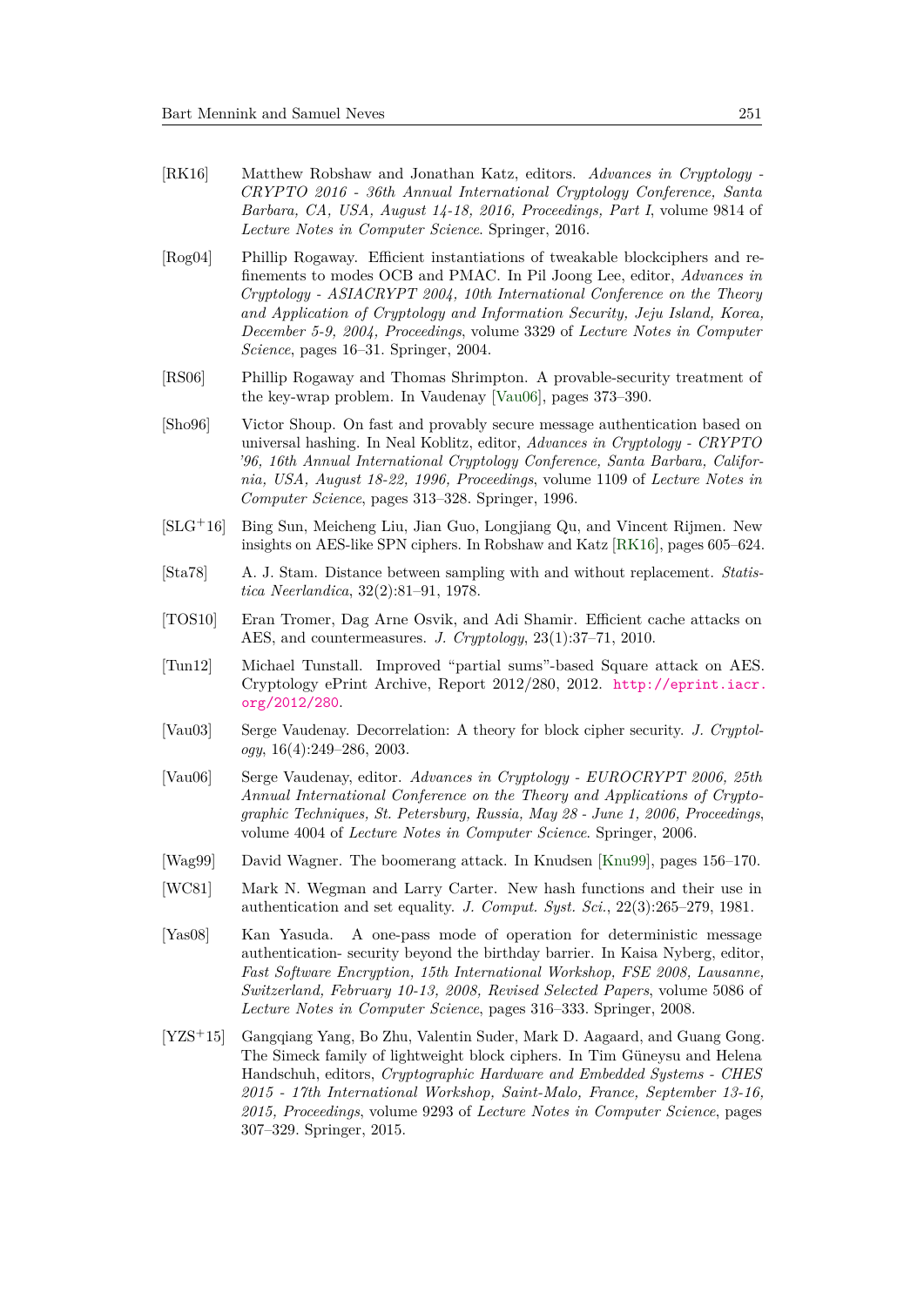[RK16] Matthew Robshaw and Jonathan Katz, editors. *Advances in Cryptology - CRYPTO 2016 - 36th Annual International Cryptology Conference, Santa Barbara, CA, USA, August 14-18, 2016, Proceedings, Part I*, volume 9814 of *Lecture Notes in Computer Science*. Springer, 2016.

[Rog04] Phillip Rogaway. Efficient instantiations of tweakable blockciphers and refinements to modes OCB and PMAC. In Pil Joong Lee, editor, *Advances in Cryptology - ASIACRYPT 2004, 10th International Conference on the Theory and Application of Cryptology and Information Security, Jeju Island, Korea, December 5-9, 2004, Proceedings*, volume 3329 of *Lecture Notes in Computer Science*, pages 16–31. Springer, 2004.

[RS06] Phillip Rogaway and Thomas Shrimpton. A provable-security treatment of the key-wrap problem. In Vaudenay [Vau06], pages 373–390.

[Sho96] Victor Shoup. On fast and provably secure message authentication based on universal hashing. In Neal Koblitz, editor, *Advances in Cryptology - CRYPTO '96, 16th Annual International Cryptology Conference, Santa Barbara, California, USA, August 18-22, 1996, Proceedings*, volume 1109 of *Lecture Notes in Computer Science*, pages 313–328. Springer, 1996.

[SLG+16] Bing Sun, Meicheng Liu, Jian Guo, Longjiang Qu, and Vincent Rijmen. New insights on AES-like SPN ciphers. In Robshaw and Katz [RK16], pages 605–624.

[Sta78] A. J. Stam. Distance between sampling with and without replacement. *Statistica Neerlandica*, 32(2):81–91, 1978.

[TOS10] Eran Tromer, Dag Arne Osvik, and Adi Shamir. Efficient cache attacks on AES, and countermeasures. *J. Cryptology*, 23(1):37–71, 2010.

[Tun12] Michael Tunstall. Improved "partial sums"-based Square attack on AES. Cryptology ePrint Archive, Report 2012/280, 2012. http://eprint.iacr.org/2012/280.

[Vau03] Serge Vaudenay. Decorrelation: A theory for block cipher security. *J. Cryptology*, 16(4):249–286, 2003.

[Vau06] Serge Vaudenay, editor. *Advances in Cryptology - EUROCRYPT 2006, 25th Annual International Conference on the Theory and Applications of Cryptographic Techniques, St. Petersburg, Russia, May 28 - June 1, 2006, Proceedings*, volume 4004 of *Lecture Notes in Computer Science*. Springer, 2006.

[Wag99] David Wagner. The boomerang attack. In Knudsen [Knu99], pages 156–170.

[WC81] Mark N. Wegman and Larry Carter. New hash functions and their use in authentication and set equality. *J. Comput. Syst. Sci.*, 22(3):265–279, 1981.

[Yas08] Kan Yasuda. A one-pass mode of operation for deterministic message authentication- security beyond the birthday barrier. In Kaisa Nyberg, editor, *Fast Software Encryption, 15th International Workshop, FSE 2008, Lausanne, Switzerland, February 10-13, 2008, Revised Selected Papers*, volume 5086 of *Lecture Notes in Computer Science*, pages 316–333. Springer, 2008.

[YZS+15] Gangqiang Yang, Bo Zhu, Valentin Suder, Mark D. Aagaard, and Guang Gong. The Simeck family of lightweight block ciphers. In Tim Güneysu and Helena Handschuh, editors, *Cryptographic Hardware and Embedded Systems - CHES 2015 - 17th International Workshop, Saint-Malo, France, September 13-16, 2015, Proceedings*, volume 9293 of *Lecture Notes in Computer Science*, pages 307–329. Springer, 2015.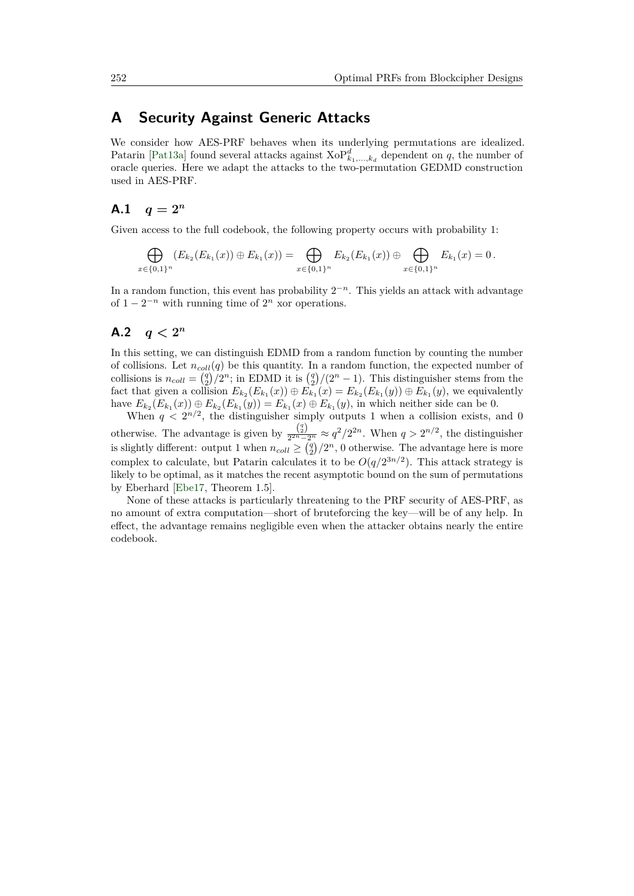## A Security Against Generic Attacks

We consider how AES-PRF behaves when its underlying permutations are idealized. Patarin [Pat13a] found several attacks against $\mathrm{XoP}^d_{k_1,\ldots,k_d}$ dependent on $q$, the number of oracle queries. Here we adapt the attacks to the two-permutation GEDMD construction used in AES-PRF.

### A.1 $q = 2^n$

Given access to the full codebook, the following property occurs with probability 1:

$$\bigoplus_{x\in\{0,1\}^n} (E_{k_2}(E_{k_1}(x)) \oplus E_{k_1}(x)) = \bigoplus_{x\in\{0,1\}^n} E_{k_2}(E_{k_1}(x)) \oplus \bigoplus_{x\in\{0,1\}^n} E_{k_1}(x) = 0\,.$$

In a random function, this event has probability $2^{-n}$. This yields an attack with advantage of $1 - 2^{-n}$ with running time of $2^n$ xor operations.

### A.2 $q < 2^n$

In this setting, we can distinguish EDMD from a random function by counting the number of collisions. Let $n_{coll}(q)$ be this quantity. In a random function, the expected number of collisions is $n_{coll} = \binom{q}{2}/2^n$; in EDMD it is $\binom{q}{2}/(2^n - 1)$. This distinguisher stems from the fact that given a collision $E_{k_2}(E_{k_1}(x)) \oplus E_{k_1}(x) = E_{k_2}(E_{k_1}(y)) \oplus E_{k_1}(y)$, we equivalently have $E_{k_2}(E_{k_1}(x)) \oplus E_{k_2}(E_{k_1}(y)) = E_{k_1}(x) \oplus E_{k_1}(y)$, in which neither side can be 0.

When $q < 2^{n/2}$, the distinguisher simply outputs 1 when a collision exists, and 0 otherwise. The advantage is given by $\frac{\binom{q}{2}}{2^{2n}-2^n} \approx q^2/2^{2n}$. When $q > 2^{n/2}$, the distinguisher is slightly different: output 1 when $n_{coll} \geq \binom{q}{2}/2^n$, 0 otherwise. The advantage here is more complex to calculate, but Patarin calculates it to be $O(q/2^{3n/2})$. This attack strategy is likely to be optimal, as it matches the recent asymptotic bound on the sum of permutations by Eberhard [Ebe17, Theorem 1.5].

None of these attacks is particularly threatening to the PRF security of AES-PRF, as no amount of extra computation—short of bruteforcing the key—will be of any help. In effect, the advantage remains negligible even when the attacker obtains nearly the entire codebook.